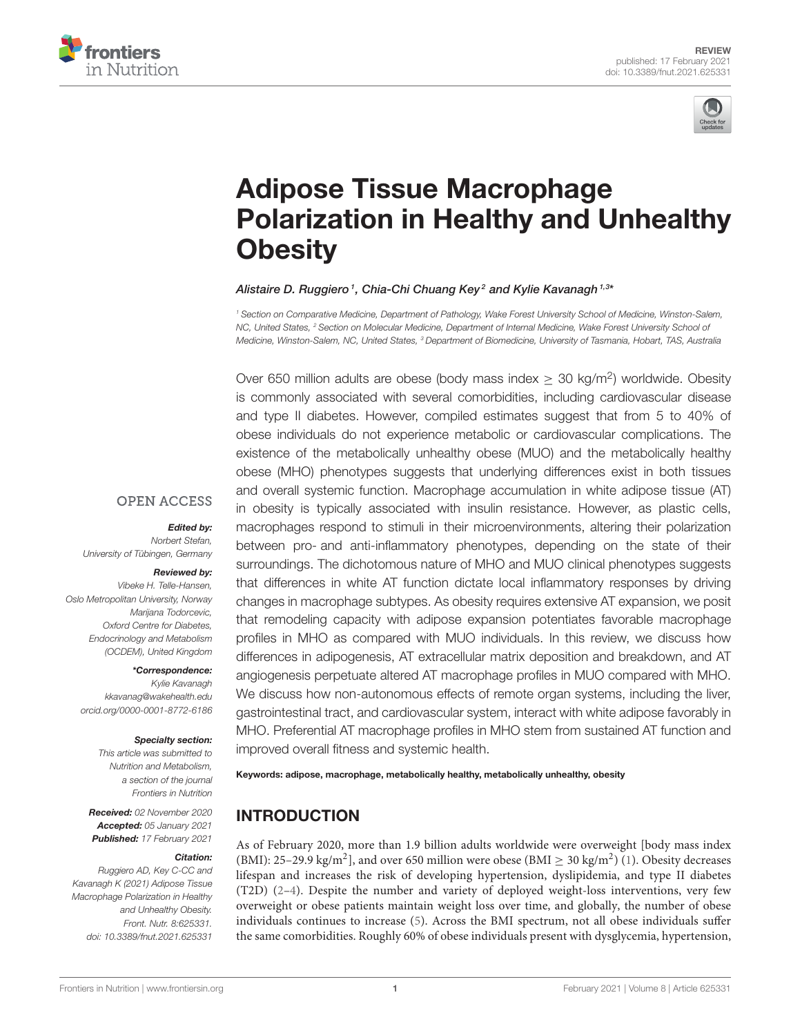REVIEW
published: 17 February 2021
doi: 10.3389/fnut.2021.625331

# Adipose Tissue Macrophage Polarization in Healthy and Unhealthy Obesity

*Alistaire D. Ruggiero[1], Chia-Chi Chuang Key[2] and Kylie Kavanagh[1,3]**

[1] Section on Comparative Medicine, Department of Pathology, Wake Forest University School of Medicine, Winston-Salem, NC, United States, [2] Section on Molecular Medicine, Department of Internal Medicine, Wake Forest University School of Medicine, Winston-Salem, NC, United States, [3] Department of Biomedicine, University of Tasmania, Hobart, TAS, Australia

Over 650 million adults are obese (body mass index ≥ 30 kg/m$^2$) worldwide. Obesity is commonly associated with several comorbidities, including cardiovascular disease and type II diabetes. However, compiled estimates suggest that from 5 to 40% of obese individuals do not experience metabolic or cardiovascular complications. The existence of the metabolically unhealthy obese (MUO) and the metabolically healthy obese (MHO) phenotypes suggests that underlying differences exist in both tissues and overall systemic function. Macrophage accumulation in white adipose tissue (AT) in obesity is typically associated with insulin resistance. However, as plastic cells, macrophages respond to stimuli in their microenvironments, altering their polarization between pro- and anti-inflammatory phenotypes, depending on the state of their surroundings. The dichotomous nature of MHO and MUO clinical phenotypes suggests that differences in white AT function dictate local inflammatory responses by driving changes in macrophage subtypes. As obesity requires extensive AT expansion, we posit that remodeling capacity with adipose expansion potentiates favorable macrophage profiles in MHO as compared with MUO individuals. In this review, we discuss how differences in adipogenesis, AT extracellular matrix deposition and breakdown, and AT angiogenesis perpetuate altered AT macrophage profiles in MUO compared with MHO. We discuss how non-autonomous effects of remote organ systems, including the liver, gastrointestinal tract, and cardiovascular system, interact with white adipose favorably in MHO. Preferential AT macrophage profiles in MHO stem from sustained AT function and improved overall fitness and systemic health.

**Keywords:** adipose, macrophage, metabolically healthy, metabolically unhealthy, obesity

OPEN ACCESS

***Edited by:***
*Norbert Stefan,*
*University of Tübingen, Germany*

***Reviewed by:***
*Vibeke H. Telle-Hansen,*
*Oslo Metropolitan University, Norway*
*Marijana Todorcevic,*
*Oxford Centre for Diabetes, Endocrinology and Metabolism (OCDEM), United Kingdom*

***\*Correspondence:***
*Kylie Kavanagh*
*kkavanag@wakehealth.edu*
*orcid.org/0000-0001-8772-6186*

***Specialty section:***
*This article was submitted to Nutrition and Metabolism, a section of the journal Frontiers in Nutrition*

***Received:*** *02 November 2020*
***Accepted:*** *05 January 2021*
***Published:*** *17 February 2021*

***Citation:***
*Ruggiero AD, Key C-CC and Kavanagh K (2021) Adipose Tissue Macrophage Polarization in Healthy and Unhealthy Obesity. Front. Nutr. 8:625331. doi: 10.3389/fnut.2021.625331*

## INTRODUCTION

As of February 2020, more than 1.9 billion adults worldwide were overweight [body mass index (BMI): 25–29.9 kg/m$^2$], and over 650 million were obese (BMI ≥ 30 kg/m$^2$) (1). Obesity decreases lifespan and increases the risk of developing hypertension, dyslipidemia, and type II diabetes (T2D) (2–4). Despite the number and variety of deployed weight-loss interventions, very few overweight or obese patients maintain weight loss over time, and globally, the number of obese individuals continues to increase (5). Across the BMI spectrum, not all obese individuals suffer the same comorbidities. Roughly 60% of obese individuals present with dysglycemia, hypertension,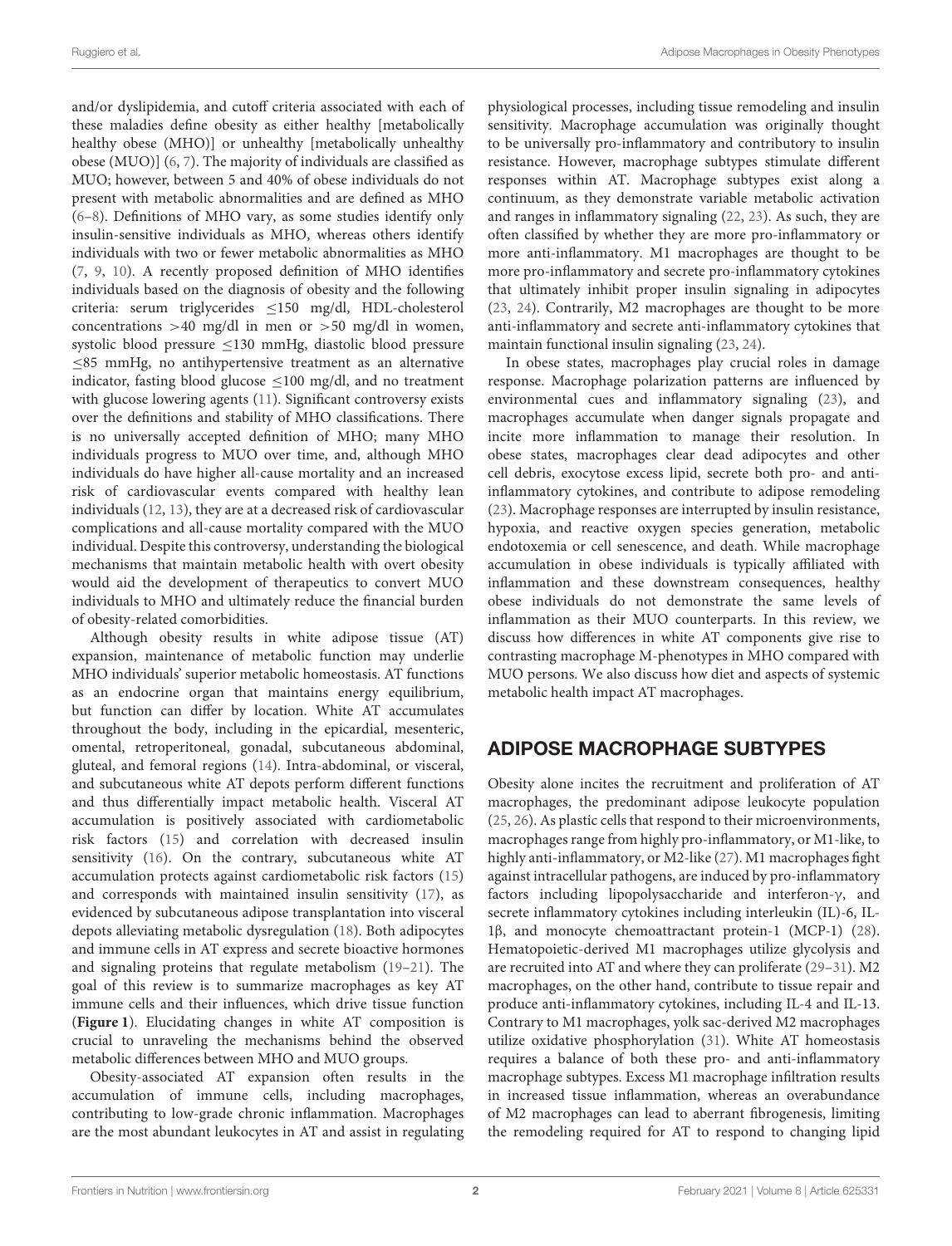and/or dyslipidemia, and cutoff criteria associated with each of these maladies define obesity as either healthy [metabolically healthy obese (MHO)] or unhealthy [metabolically unhealthy obese (MUO)] (6, 7). The majority of individuals are classified as MUO; however, between 5 and 40% of obese individuals do not present with metabolic abnormalities and are defined as MHO (6–8). Definitions of MHO vary, as some studies identify only insulin-sensitive individuals as MHO, whereas others identify individuals with two or fewer metabolic abnormalities as MHO (7, 9, 10). A recently proposed definition of MHO identifies individuals based on the diagnosis of obesity and the following criteria: serum triglycerides ≤150 mg/dl, HDL-cholesterol concentrations >40 mg/dl in men or >50 mg/dl in women, systolic blood pressure ≤130 mmHg, diastolic blood pressure ≤85 mmHg, no antihypertensive treatment as an alternative indicator, fasting blood glucose ≤100 mg/dl, and no treatment with glucose lowering agents (11). Significant controversy exists over the definitions and stability of MHO classifications. There is no universally accepted definition of MHO; many MHO individuals progress to MUO over time, and, although MHO individuals do have higher all-cause mortality and an increased risk of cardiovascular events compared with healthy lean individuals (12, 13), they are at a decreased risk of cardiovascular complications and all-cause mortality compared with the MUO individual. Despite this controversy, understanding the biological mechanisms that maintain metabolic health with overt obesity would aid the development of therapeutics to convert MUO individuals to MHO and ultimately reduce the financial burden of obesity-related comorbidities.

Although obesity results in white adipose tissue (AT) expansion, maintenance of metabolic function may underlie MHO individuals' superior metabolic homeostasis. AT functions as an endocrine organ that maintains energy equilibrium, but function can differ by location. White AT accumulates throughout the body, including in the epicardial, mesenteric, omental, retroperitoneal, gonadal, subcutaneous abdominal, gluteal, and femoral regions (14). Intra-abdominal, or visceral, and subcutaneous white AT depots perform different functions and thus differentially impact metabolic health. Visceral AT accumulation is positively associated with cardiometabolic risk factors (15) and correlation with decreased insulin sensitivity (16). On the contrary, subcutaneous white AT accumulation protects against cardiometabolic risk factors (15) and corresponds with maintained insulin sensitivity (17), as evidenced by subcutaneous adipose transplantation into visceral depots alleviating metabolic dysregulation (18). Both adipocytes and immune cells in AT express and secrete bioactive hormones and signaling proteins that regulate metabolism (19–21). The goal of this review is to summarize macrophages as key AT immune cells and their influences, which drive tissue function (**Figure 1**). Elucidating changes in white AT composition is crucial to unraveling the mechanisms behind the observed metabolic differences between MHO and MUO groups.

Obesity-associated AT expansion often results in the accumulation of immune cells, including macrophages, contributing to low-grade chronic inflammation. Macrophages are the most abundant leukocytes in AT and assist in regulating physiological processes, including tissue remodeling and insulin sensitivity. Macrophage accumulation was originally thought to be universally pro-inflammatory and contributory to insulin resistance. However, macrophage subtypes stimulate different responses within AT. Macrophage subtypes exist along a continuum, as they demonstrate variable metabolic activation and ranges in inflammatory signaling (22, 23). As such, they are often classified by whether they are more pro-inflammatory or more anti-inflammatory. M1 macrophages are thought to be more pro-inflammatory and secrete pro-inflammatory cytokines that ultimately inhibit proper insulin signaling in adipocytes (23, 24). Contrarily, M2 macrophages are thought to be more anti-inflammatory and secrete anti-inflammatory cytokines that maintain functional insulin signaling (23, 24).

In obese states, macrophages play crucial roles in damage response. Macrophage polarization patterns are influenced by environmental cues and inflammatory signaling (23), and macrophages accumulate when danger signals propagate and incite more inflammation to manage their resolution. In obese states, macrophages clear dead adipocytes and other cell debris, exocytose excess lipid, secrete both pro- and anti-inflammatory cytokines, and contribute to adipose remodeling (23). Macrophage responses are interrupted by insulin resistance, hypoxia, and reactive oxygen species generation, metabolic endotoxemia or cell senescence, and death. While macrophage accumulation in obese individuals is typically affiliated with inflammation and these downstream consequences, healthy obese individuals do not demonstrate the same levels of inflammation as their MUO counterparts. In this review, we discuss how differences in white AT components give rise to contrasting macrophage M-phenotypes in MHO compared with MUO persons. We also discuss how diet and aspects of systemic metabolic health impact AT macrophages.

## ADIPOSE MACROPHAGE SUBTYPES

Obesity alone incites the recruitment and proliferation of AT macrophages, the predominant adipose leukocyte population (25, 26). As plastic cells that respond to their microenvironments, macrophages range from highly pro-inflammatory, or M1-like, to highly anti-inflammatory, or M2-like (27). M1 macrophages fight against intracellular pathogens, are induced by pro-inflammatory factors including lipopolysaccharide and interferon-γ, and secrete inflammatory cytokines including interleukin (IL)-6, IL-1β, and monocyte chemoattractant protein-1 (MCP-1) (28). Hematopoietic-derived M1 macrophages utilize glycolysis and are recruited into AT and where they can proliferate (29–31). M2 macrophages, on the other hand, contribute to tissue repair and produce anti-inflammatory cytokines, including IL-4 and IL-13. Contrary to M1 macrophages, yolk sac-derived M2 macrophages utilize oxidative phosphorylation (31). White AT homeostasis requires a balance of both these pro- and anti-inflammatory macrophage subtypes. Excess M1 macrophage infiltration results in increased tissue inflammation, whereas an overabundance of M2 macrophages can lead to aberrant fibrogenesis, limiting the remodeling required for AT to respond to changing lipid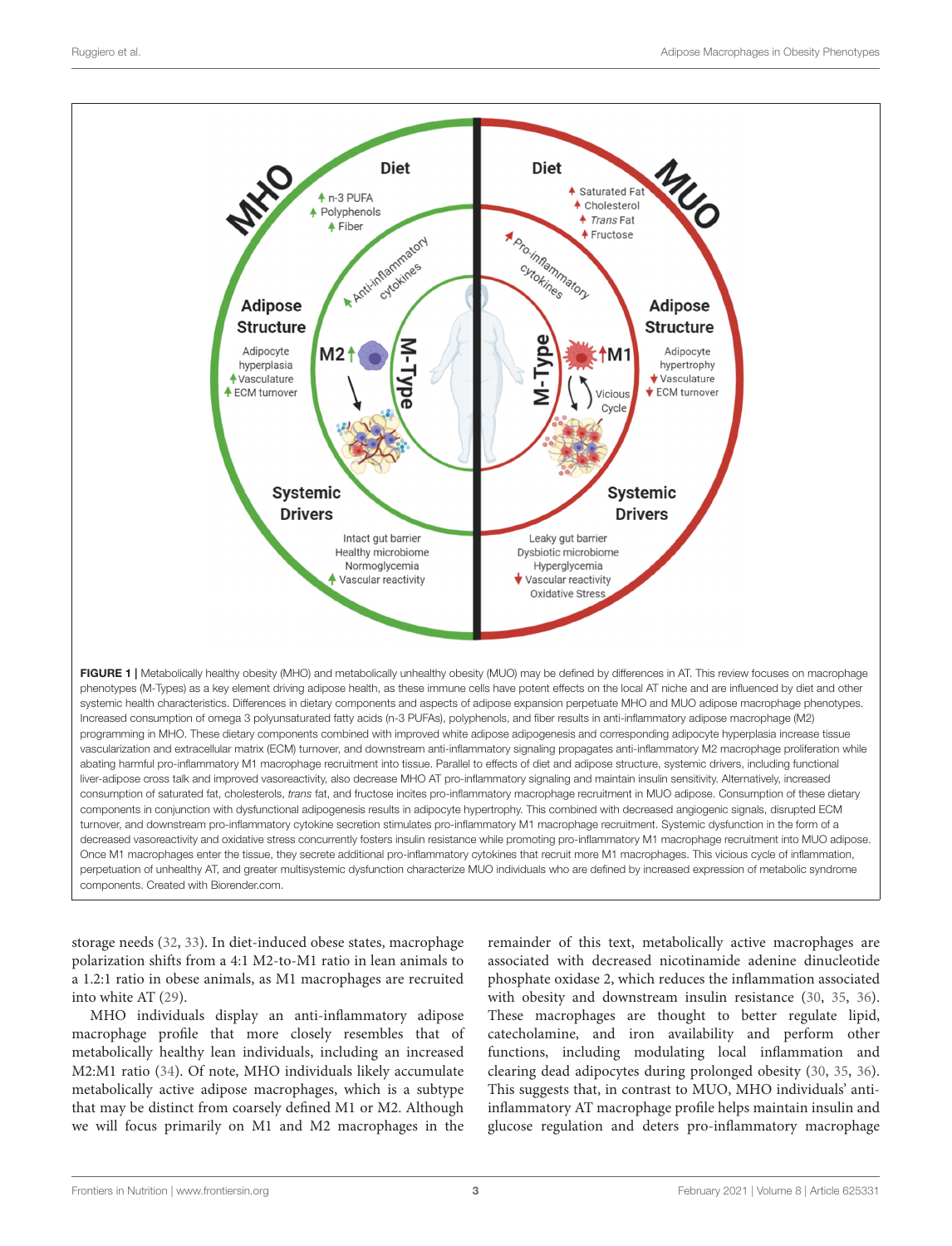MHO

Diet

↑ n-3 PUFA
↑ Polyphenols
↑ Fiber

↑ Anti-inflammatory cytokines

Adipose Structure

Adipocyte hyperplasia
↑ Vasculature
↑ ECM turnover

M2 ↑

M-Type

Systemic Drivers

Intact gut barrier
Healthy microbiome
Normoglycemia
↑ Vascular reactivity

MUO

Diet

↑ Saturated Fat
↑ Cholesterol
↑ *Trans* Fat
↑ Fructose

↑ Pro-inflammatory cytokines

Adipose Structure

Adipocyte hypertrophy
↓ Vasculature
↓ ECM turnover

↑ M1

Vicious Cycle

M-Type

Systemic Drivers

Leaky gut barrier
Dysbiotic microbiome
Hyperglycemia
↓ Vascular reactivity
Oxidative Stress

**FIGURE 1** | Metabolically healthy obesity (MHO) and metabolically unhealthy obesity (MUO) may be defined by differences in AT. This review focuses on macrophage phenotypes (M-Types) as a key element driving adipose health, as these immune cells have potent effects on the local AT niche and are influenced by diet and other systemic health characteristics. Differences in dietary components and aspects of adipose expansion perpetuate MHO and MUO adipose macrophage phenotypes. Increased consumption of omega 3 polyunsaturated fatty acids (n-3 PUFAs), polyphenols, and fiber results in anti-inflammatory adipose macrophage (M2) programming in MHO. These dietary components combined with improved white adipose adipogenesis and corresponding adipocyte hyperplasia increase tissue vascularization and extracellular matrix (ECM) turnover, and downstream anti-inflammatory signaling propagates anti-inflammatory M2 macrophage proliferation while abating harmful pro-inflammatory M1 macrophage recruitment into tissue. Parallel to effects of diet and adipose structure, systemic drivers, including functional liver-adipose cross talk and improved vasoreactivity, also decrease MHO AT pro-inflammatory signaling and maintain insulin sensitivity. Alternatively, increased consumption of saturated fat, cholesterols, *trans* fat, and fructose incites pro-inflammatory macrophage recruitment in MUO adipose. Consumption of these dietary components in conjunction with dysfunctional adipogenesis results in adipocyte hypertrophy. This combined with decreased angiogenic signals, disrupted ECM turnover, and downstream pro-inflammatory cytokine secretion stimulates pro-inflammatory M1 macrophage recruitment. Systemic dysfunction in the form of a decreased vasoreactivity and oxidative stress concurrently fosters insulin resistance while promoting pro-inflammatory M1 macrophage recruitment into MUO adipose. Once M1 macrophages enter the tissue, they secrete additional pro-inflammatory cytokines that recruit more M1 macrophages. This vicious cycle of inflammation, perpetuation of unhealthy AT, and greater multisystemic dysfunction characterize MUO individuals who are defined by increased expression of metabolic syndrome components. Created with Biorender.com.

storage needs (32, 33). In diet-induced obese states, macrophage polarization shifts from a 4:1 M2-to-M1 ratio in lean animals to a 1.2:1 ratio in obese animals, as M1 macrophages are recruited into white AT (29).

MHO individuals display an anti-inflammatory adipose macrophage profile that more closely resembles that of metabolically healthy lean individuals, including an increased M2:M1 ratio (34). Of note, MHO individuals likely accumulate metabolically active adipose macrophages, which is a subtype that may be distinct from coarsely defined M1 or M2. Although we will focus primarily on M1 and M2 macrophages in the remainder of this text, metabolically active macrophages are associated with decreased nicotinamide adenine dinucleotide phosphate oxidase 2, which reduces the inflammation associated with obesity and downstream insulin resistance (30, 35, 36). These macrophages are thought to better regulate lipid, catecholamine, and iron availability and perform other functions, including modulating local inflammation and clearing dead adipocytes during prolonged obesity (30, 35, 36). This suggests that, in contrast to MUO, MHO individuals' anti-inflammatory AT macrophage profile helps maintain insulin and glucose regulation and deters pro-inflammatory macrophage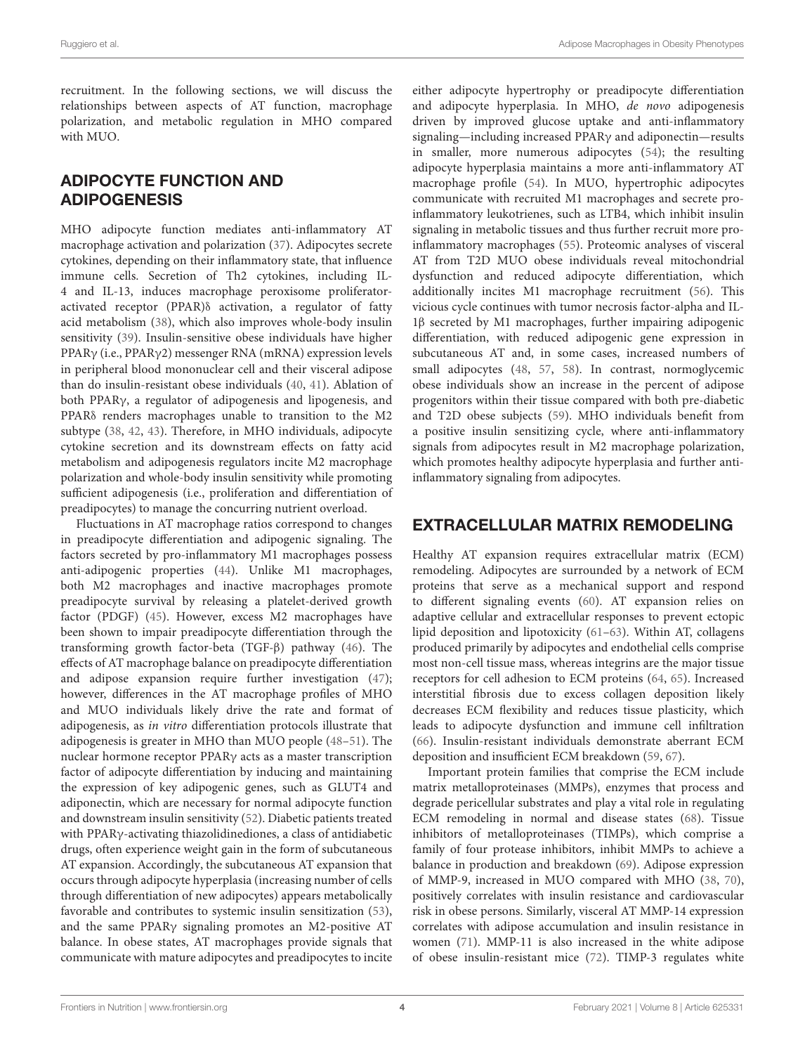recruitment. In the following sections, we will discuss the relationships between aspects of AT function, macrophage polarization, and metabolic regulation in MHO compared with MUO.

## ADIPOCYTE FUNCTION AND ADIPOGENESIS

MHO adipocyte function mediates anti-inflammatory AT macrophage activation and polarization (37). Adipocytes secrete cytokines, depending on their inflammatory state, that influence immune cells. Secretion of Th2 cytokines, including IL-4 and IL-13, induces macrophage peroxisome proliferator-activated receptor (PPAR)δ activation, a regulator of fatty acid metabolism (38), which also improves whole-body insulin sensitivity (39). Insulin-sensitive obese individuals have higher PPARγ (i.e., PPARγ2) messenger RNA (mRNA) expression levels in peripheral blood mononuclear cell and their visceral adipose than do insulin-resistant obese individuals (40, 41). Ablation of both PPARγ, a regulator of adipogenesis and lipogenesis, and PPARδ renders macrophages unable to transition to the M2 subtype (38, 42, 43). Therefore, in MHO individuals, adipocyte cytokine secretion and its downstream effects on fatty acid metabolism and adipogenesis regulators incite M2 macrophage polarization and whole-body insulin sensitivity while promoting sufficient adipogenesis (i.e., proliferation and differentiation of preadipocytes) to manage the concurring nutrient overload.

Fluctuations in AT macrophage ratios correspond to changes in preadipocyte differentiation and adipogenic signaling. The factors secreted by pro-inflammatory M1 macrophages possess anti-adipogenic properties (44). Unlike M1 macrophages, both M2 macrophages and inactive macrophages promote preadipocyte survival by releasing a platelet-derived growth factor (PDGF) (45). However, excess M2 macrophages have been shown to impair preadipocyte differentiation through the transforming growth factor-beta (TGF-β) pathway (46). The effects of AT macrophage balance on preadipocyte differentiation and adipose expansion require further investigation (47); however, differences in the AT macrophage profiles of MHO and MUO individuals likely drive the rate and format of adipogenesis, as *in vitro* differentiation protocols illustrate that adipogenesis is greater in MHO than MUO people (48–51). The nuclear hormone receptor PPARγ acts as a master transcription factor of adipocyte differentiation by inducing and maintaining the expression of key adipogenic genes, such as GLUT4 and adiponectin, which are necessary for normal adipocyte function and downstream insulin sensitivity (52). Diabetic patients treated with PPARγ-activating thiazolidinediones, a class of antidiabetic drugs, often experience weight gain in the form of subcutaneous AT expansion. Accordingly, the subcutaneous AT expansion that occurs through adipocyte hyperplasia (increasing number of cells through differentiation of new adipocytes) appears metabolically favorable and contributes to systemic insulin sensitization (53), and the same PPARγ signaling promotes an M2-positive AT balance. In obese states, AT macrophages provide signals that communicate with mature adipocytes and preadipocytes to incite either adipocyte hypertrophy or preadipocyte differentiation and adipocyte hyperplasia. In MHO, *de novo* adipogenesis driven by improved glucose uptake and anti-inflammatory signaling—including increased PPARγ and adiponectin—results in smaller, more numerous adipocytes (54); the resulting adipocyte hyperplasia maintains a more anti-inflammatory AT macrophage profile (54). In MUO, hypertrophic adipocytes communicate with recruited M1 macrophages and secrete pro-inflammatory leukotrienes, such as LTB4, which inhibit insulin signaling in metabolic tissues and thus further recruit more pro-inflammatory macrophages (55). Proteomic analyses of visceral AT from T2D MUO obese individuals reveal mitochondrial dysfunction and reduced adipocyte differentiation, which additionally incites M1 macrophage recruitment (56). This vicious cycle continues with tumor necrosis factor-alpha and IL-1β secreted by M1 macrophages, further impairing adipogenic differentiation, with reduced adipogenic gene expression in subcutaneous AT and, in some cases, increased numbers of small adipocytes (48, 57, 58). In contrast, normoglycemic obese individuals show an increase in the percent of adipose progenitors within their tissue compared with both pre-diabetic and T2D obese subjects (59). MHO individuals benefit from a positive insulin sensitizing cycle, where anti-inflammatory signals from adipocytes result in M2 macrophage polarization, which promotes healthy adipocyte hyperplasia and further anti-inflammatory signaling from adipocytes.

## EXTRACELLULAR MATRIX REMODELING

Healthy AT expansion requires extracellular matrix (ECM) remodeling. Adipocytes are surrounded by a network of ECM proteins that serve as a mechanical support and respond to different signaling events (60). AT expansion relies on adaptive cellular and extracellular responses to prevent ectopic lipid deposition and lipotoxicity (61–63). Within AT, collagens produced primarily by adipocytes and endothelial cells comprise most non-cell tissue mass, whereas integrins are the major tissue receptors for cell adhesion to ECM proteins (64, 65). Increased interstitial fibrosis due to excess collagen deposition likely decreases ECM flexibility and reduces tissue plasticity, which leads to adipocyte dysfunction and immune cell infiltration (66). Insulin-resistant individuals demonstrate aberrant ECM deposition and insufficient ECM breakdown (59, 67).

Important protein families that comprise the ECM include matrix metalloproteinases (MMPs), enzymes that process and degrade pericellular substrates and play a vital role in regulating ECM remodeling in normal and disease states (68). Tissue inhibitors of metalloproteinases (TIMPs), which comprise a family of four protease inhibitors, inhibit MMPs to achieve a balance in production and breakdown (69). Adipose expression of MMP-9, increased in MUO compared with MHO (38, 70), positively correlates with insulin resistance and cardiovascular risk in obese persons. Similarly, visceral AT MMP-14 expression correlates with adipose accumulation and insulin resistance in women (71). MMP-11 is also increased in the white adipose of obese insulin-resistant mice (72). TIMP-3 regulates white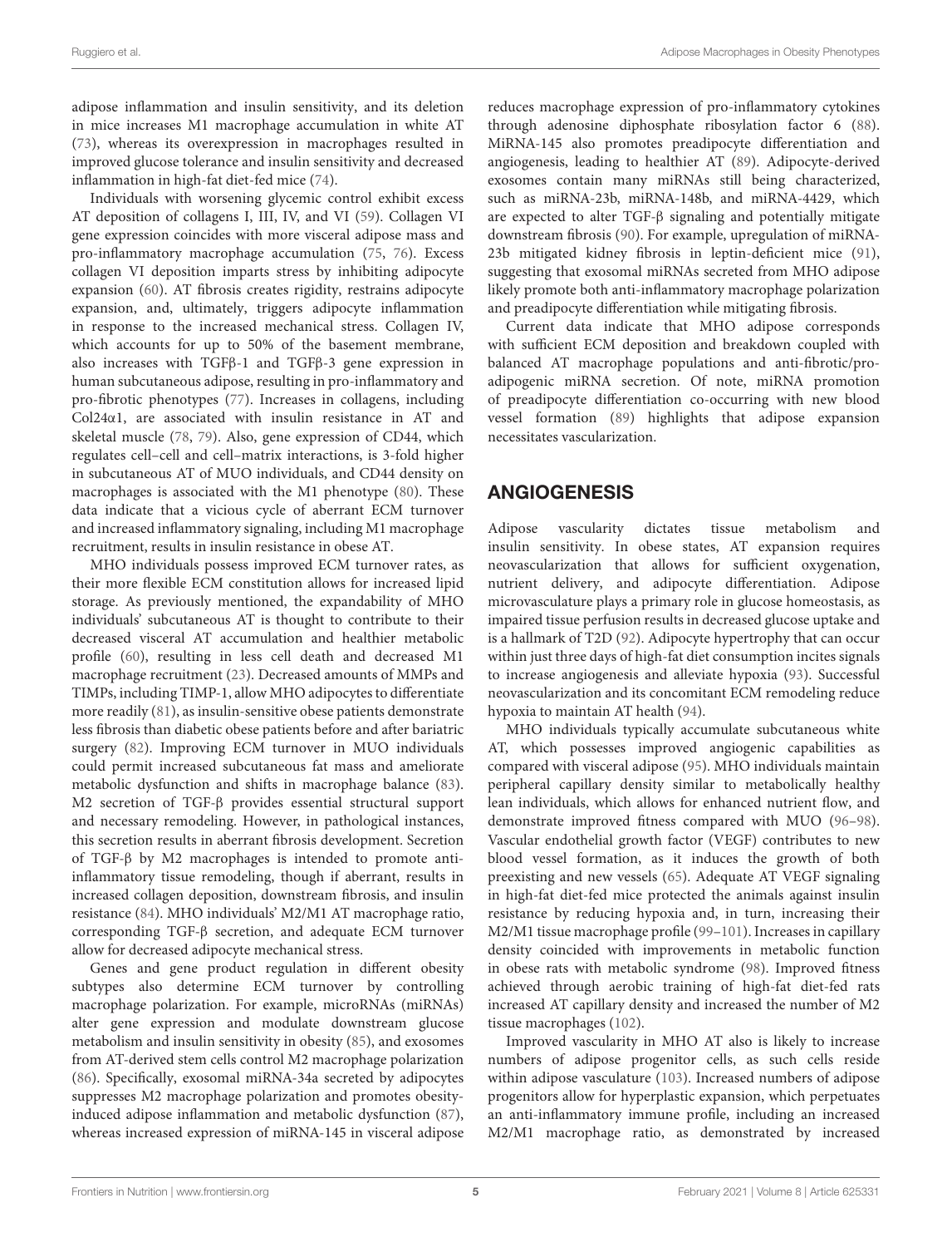adipose inflammation and insulin sensitivity, and its deletion in mice increases M1 macrophage accumulation in white AT (73), whereas its overexpression in macrophages resulted in improved glucose tolerance and insulin sensitivity and decreased inflammation in high-fat diet-fed mice (74).

Individuals with worsening glycemic control exhibit excess AT deposition of collagens I, III, IV, and VI (59). Collagen VI gene expression coincides with more visceral adipose mass and pro-inflammatory macrophage accumulation (75, 76). Excess collagen VI deposition imparts stress by inhibiting adipocyte expansion (60). AT fibrosis creates rigidity, restrains adipocyte expansion, and, ultimately, triggers adipocyte inflammation in response to the increased mechanical stress. Collagen IV, which accounts for up to 50% of the basement membrane, also increases with TGFβ-1 and TGFβ-3 gene expression in human subcutaneous adipose, resulting in pro-inflammatory and pro-fibrotic phenotypes (77). Increases in collagens, including Col24α1, are associated with insulin resistance in AT and skeletal muscle (78, 79). Also, gene expression of CD44, which regulates cell–cell and cell–matrix interactions, is 3-fold higher in subcutaneous AT of MUO individuals, and CD44 density on macrophages is associated with the M1 phenotype (80). These data indicate that a vicious cycle of aberrant ECM turnover and increased inflammatory signaling, including M1 macrophage recruitment, results in insulin resistance in obese AT.

MHO individuals possess improved ECM turnover rates, as their more flexible ECM constitution allows for increased lipid storage. As previously mentioned, the expandability of MHO individuals' subcutaneous AT is thought to contribute to their decreased visceral AT accumulation and healthier metabolic profile (60), resulting in less cell death and decreased M1 macrophage recruitment (23). Decreased amounts of MMPs and TIMPs, including TIMP-1, allow MHO adipocytes to differentiate more readily (81), as insulin-sensitive obese patients demonstrate less fibrosis than diabetic obese patients before and after bariatric surgery (82). Improving ECM turnover in MUO individuals could permit increased subcutaneous fat mass and ameliorate metabolic dysfunction and shifts in macrophage balance (83). M2 secretion of TGF-β provides essential structural support and necessary remodeling. However, in pathological instances, this secretion results in aberrant fibrosis development. Secretion of TGF-β by M2 macrophages is intended to promote anti-inflammatory tissue remodeling, though if aberrant, results in increased collagen deposition, downstream fibrosis, and insulin resistance (84). MHO individuals' M2/M1 AT macrophage ratio, corresponding TGF-β secretion, and adequate ECM turnover allow for decreased adipocyte mechanical stress.

Genes and gene product regulation in different obesity subtypes also determine ECM turnover by controlling macrophage polarization. For example, microRNAs (miRNAs) alter gene expression and modulate downstream glucose metabolism and insulin sensitivity in obesity (85), and exosomes from AT-derived stem cells control M2 macrophage polarization (86). Specifically, exosomal miRNA-34a secreted by adipocytes suppresses M2 macrophage polarization and promotes obesity-induced adipose inflammation and metabolic dysfunction (87), whereas increased expression of miRNA-145 in visceral adipose reduces macrophage expression of pro-inflammatory cytokines through adenosine diphosphate ribosylation factor 6 (88). MiRNA-145 also promotes preadipocyte differentiation and angiogenesis, leading to healthier AT (89). Adipocyte-derived exosomes contain many miRNAs still being characterized, such as miRNA-23b, miRNA-148b, and miRNA-4429, which are expected to alter TGF-β signaling and potentially mitigate downstream fibrosis (90). For example, upregulation of miRNA-23b mitigated kidney fibrosis in leptin-deficient mice (91), suggesting that exosomal miRNAs secreted from MHO adipose likely promote both anti-inflammatory macrophage polarization and preadipocyte differentiation while mitigating fibrosis.

Current data indicate that MHO adipose corresponds with sufficient ECM deposition and breakdown coupled with balanced AT macrophage populations and anti-fibrotic/pro-adipogenic miRNA secretion. Of note, miRNA promotion of preadipocyte differentiation co-occurring with new blood vessel formation (89) highlights that adipose expansion necessitates vascularization.

## ANGIOGENESIS

Adipose vascularity dictates tissue metabolism and insulin sensitivity. In obese states, AT expansion requires neovascularization that allows for sufficient oxygenation, nutrient delivery, and adipocyte differentiation. Adipose microvasculature plays a primary role in glucose homeostasis, as impaired tissue perfusion results in decreased glucose uptake and is a hallmark of T2D (92). Adipocyte hypertrophy that can occur within just three days of high-fat diet consumption incites signals to increase angiogenesis and alleviate hypoxia (93). Successful neovascularization and its concomitant ECM remodeling reduce hypoxia to maintain AT health (94).

MHO individuals typically accumulate subcutaneous white AT, which possesses improved angiogenic capabilities as compared with visceral adipose (95). MHO individuals maintain peripheral capillary density similar to metabolically healthy lean individuals, which allows for enhanced nutrient flow, and demonstrate improved fitness compared with MUO (96–98). Vascular endothelial growth factor (VEGF) contributes to new blood vessel formation, as it induces the growth of both preexisting and new vessels (65). Adequate AT VEGF signaling in high-fat diet-fed mice protected the animals against insulin resistance by reducing hypoxia and, in turn, increasing their M2/M1 tissue macrophage profile (99–101). Increases in capillary density coincided with improvements in metabolic function in obese rats with metabolic syndrome (98). Improved fitness achieved through aerobic training of high-fat diet-fed rats increased AT capillary density and increased the number of M2 tissue macrophages (102).

Improved vascularity in MHO AT also is likely to increase numbers of adipose progenitor cells, as such cells reside within adipose vasculature (103). Increased numbers of adipose progenitors allow for hyperplastic expansion, which perpetuates an anti-inflammatory immune profile, including an increased M2/M1 macrophage ratio, as demonstrated by increased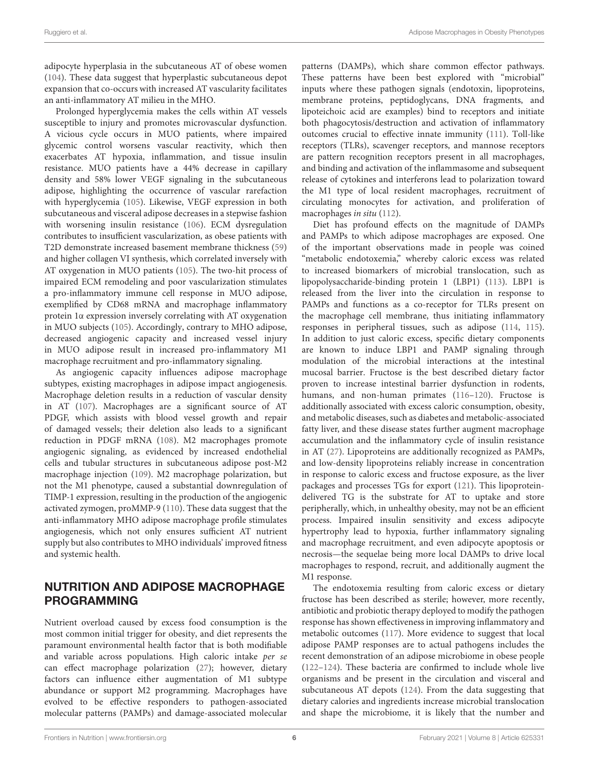adipocyte hyperplasia in the subcutaneous AT of obese women (104). These data suggest that hyperplastic subcutaneous depot expansion that co-occurs with increased AT vascularity facilitates an anti-inflammatory AT milieu in the MHO.

Prolonged hyperglycemia makes the cells within AT vessels susceptible to injury and promotes microvascular dysfunction. A vicious cycle occurs in MUO patients, where impaired glycemic control worsens vascular reactivity, which then exacerbates AT hypoxia, inflammation, and tissue insulin resistance. MUO patients have a 44% decrease in capillary density and 58% lower VEGF signaling in the subcutaneous adipose, highlighting the occurrence of vascular rarefaction with hyperglycemia (105). Likewise, VEGF expression in both subcutaneous and visceral adipose decreases in a stepwise fashion with worsening insulin resistance (106). ECM dysregulation contributes to insufficient vascularization, as obese patients with T2D demonstrate increased basement membrane thickness (59) and higher collagen VI synthesis, which correlated inversely with AT oxygenation in MUO patients (105). The two-hit process of impaired ECM remodeling and poor vascularization stimulates a pro-inflammatory immune cell response in MUO adipose, exemplified by CD68 mRNA and macrophage inflammatory protein 1α expression inversely correlating with AT oxygenation in MUO subjects (105). Accordingly, contrary to MHO adipose, decreased angiogenic capacity and increased vessel injury in MUO adipose result in increased pro-inflammatory M1 macrophage recruitment and pro-inflammatory signaling.

As angiogenic capacity influences adipose macrophage subtypes, existing macrophages in adipose impact angiogenesis. Macrophage deletion results in a reduction of vascular density in AT (107). Macrophages are a significant source of AT PDGF, which assists with blood vessel growth and repair of damaged vessels; their deletion also leads to a significant reduction in PDGF mRNA (108). M2 macrophages promote angiogenic signaling, as evidenced by increased endothelial cells and tubular structures in subcutaneous adipose post-M2 macrophage injection (109). M2 macrophage polarization, but not the M1 phenotype, caused a substantial downregulation of TIMP-1 expression, resulting in the production of the angiogenic activated zymogen, proMMP-9 (110). These data suggest that the anti-inflammatory MHO adipose macrophage profile stimulates angiogenesis, which not only ensures sufficient AT nutrient supply but also contributes to MHO individuals' improved fitness and systemic health.

## NUTRITION AND ADIPOSE MACROPHAGE PROGRAMMING

Nutrient overload caused by excess food consumption is the most common initial trigger for obesity, and diet represents the paramount environmental health factor that is both modifiable and variable across populations. High caloric intake *per se* can effect macrophage polarization (27); however, dietary factors can influence either augmentation of M1 subtype abundance or support M2 programming. Macrophages have evolved to be effective responders to pathogen-associated molecular patterns (PAMPs) and damage-associated molecular patterns (DAMPs), which share common effector pathways. These patterns have been best explored with "microbial" inputs where these pathogen signals (endotoxin, lipoproteins, membrane proteins, peptidoglycans, DNA fragments, and lipoteichoic acid are examples) bind to receptors and initiate both phagocytosis/destruction and activation of inflammatory outcomes crucial to effective innate immunity (111). Toll-like receptors (TLRs), scavenger receptors, and mannose receptors are pattern recognition receptors present in all macrophages, and binding and activation of the inflammasome and subsequent release of cytokines and interferons lead to polarization toward the M1 type of local resident macrophages, recruitment of circulating monocytes for activation, and proliferation of macrophages *in situ* (112).

Diet has profound effects on the magnitude of DAMPs and PAMPs to which adipose macrophages are exposed. One of the important observations made in people was coined "metabolic endotoxemia," whereby caloric excess was related to increased biomarkers of microbial translocation, such as lipopolysaccharide-binding protein 1 (LBP1) (113). LBP1 is released from the liver into the circulation in response to PAMPs and functions as a co-receptor for TLRs present on the macrophage cell membrane, thus initiating inflammatory responses in peripheral tissues, such as adipose (114, 115). In addition to just caloric excess, specific dietary components are known to induce LBP1 and PAMP signaling through modulation of the microbial interactions at the intestinal mucosal barrier. Fructose is the best described dietary factor proven to increase intestinal barrier dysfunction in rodents, humans, and non-human primates (116–120). Fructose is additionally associated with excess caloric consumption, obesity, and metabolic diseases, such as diabetes and metabolic-associated fatty liver, and these disease states further augment macrophage accumulation and the inflammatory cycle of insulin resistance in AT (27). Lipoproteins are additionally recognized as PAMPs, and low-density lipoproteins reliably increase in concentration in response to caloric excess and fructose exposure, as the liver packages and processes TGs for export (121). This lipoprotein-delivered TG is the substrate for AT to uptake and store peripherally, which, in unhealthy obesity, may not be an efficient process. Impaired insulin sensitivity and excess adipocyte hypertrophy lead to hypoxia, further inflammatory signaling and macrophage recruitment, and even adipocyte apoptosis or necrosis—the sequelae being more local DAMPs to drive local macrophages to respond, recruit, and additionally augment the M1 response.

The endotoxemia resulting from caloric excess or dietary fructose has been described as sterile; however, more recently, antibiotic and probiotic therapy deployed to modify the pathogen response has shown effectiveness in improving inflammatory and metabolic outcomes (117). More evidence to suggest that local adipose PAMP responses are to actual pathogens includes the recent demonstration of an adipose microbiome in obese people (122–124). These bacteria are confirmed to include whole live organisms and be present in the circulation and visceral and subcutaneous AT depots (124). From the data suggesting that dietary calories and ingredients increase microbial translocation and shape the microbiome, it is likely that the number and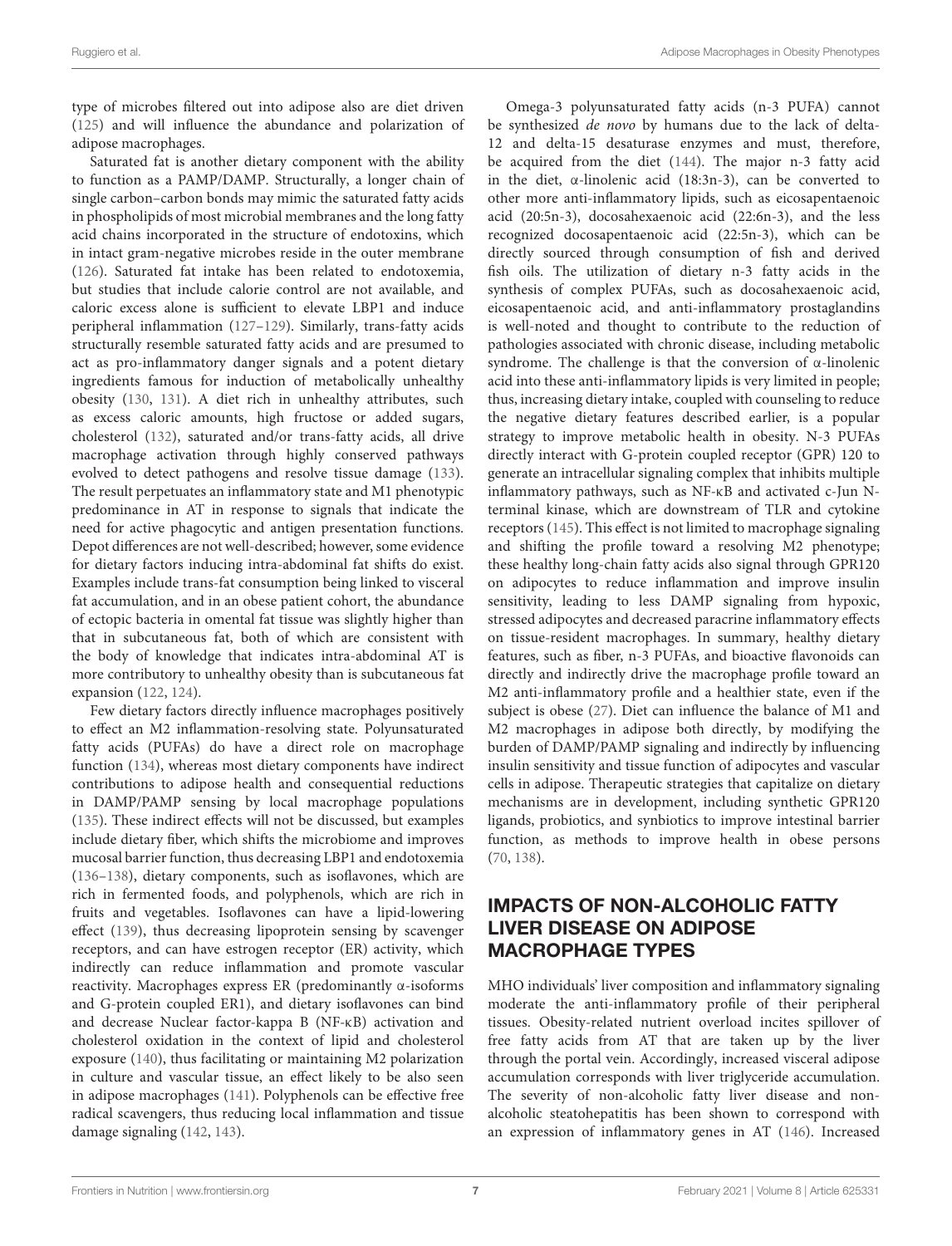type of microbes filtered out into adipose also are diet driven (125) and will influence the abundance and polarization of adipose macrophages.

Saturated fat is another dietary component with the ability to function as a PAMP/DAMP. Structurally, a longer chain of single carbon–carbon bonds may mimic the saturated fatty acids in phospholipids of most microbial membranes and the long fatty acid chains incorporated in the structure of endotoxins, which in intact gram-negative microbes reside in the outer membrane (126). Saturated fat intake has been related to endotoxemia, but studies that include calorie control are not available, and caloric excess alone is sufficient to elevate LBP1 and induce peripheral inflammation (127–129). Similarly, trans-fatty acids structurally resemble saturated fatty acids and are presumed to act as pro-inflammatory danger signals and a potent dietary ingredients famous for induction of metabolically unhealthy obesity (130, 131). A diet rich in unhealthy attributes, such as excess caloric amounts, high fructose or added sugars, cholesterol (132), saturated and/or trans-fatty acids, all drive macrophage activation through highly conserved pathways evolved to detect pathogens and resolve tissue damage (133). The result perpetuates an inflammatory state and M1 phenotypic predominance in AT in response to signals that indicate the need for active phagocytic and antigen presentation functions. Depot differences are not well-described; however, some evidence for dietary factors inducing intra-abdominal fat shifts do exist. Examples include trans-fat consumption being linked to visceral fat accumulation, and in an obese patient cohort, the abundance of ectopic bacteria in omental fat tissue was slightly higher than that in subcutaneous fat, both of which are consistent with the body of knowledge that indicates intra-abdominal AT is more contributory to unhealthy obesity than is subcutaneous fat expansion (122, 124).

Few dietary factors directly influence macrophages positively to effect an M2 inflammation-resolving state. Polyunsaturated fatty acids (PUFAs) do have a direct role on macrophage function (134), whereas most dietary components have indirect contributions to adipose health and consequential reductions in DAMP/PAMP sensing by local macrophage populations (135). These indirect effects will not be discussed, but examples include dietary fiber, which shifts the microbiome and improves mucosal barrier function, thus decreasing LBP1 and endotoxemia (136–138), dietary components, such as isoflavones, which are rich in fermented foods, and polyphenols, which are rich in fruits and vegetables. Isoflavones can have a lipid-lowering effect (139), thus decreasing lipoprotein sensing by scavenger receptors, and can have estrogen receptor (ER) activity, which indirectly can reduce inflammation and promote vascular reactivity. Macrophages express ER (predominantly α-isoforms and G-protein coupled ER1), and dietary isoflavones can bind and decrease Nuclear factor-kappa B (NF-κB) activation and cholesterol oxidation in the context of lipid and cholesterol exposure (140), thus facilitating or maintaining M2 polarization in culture and vascular tissue, an effect likely to be also seen in adipose macrophages (141). Polyphenols can be effective free radical scavengers, thus reducing local inflammation and tissue damage signaling (142, 143).

Omega-3 polyunsaturated fatty acids (n-3 PUFA) cannot be synthesized *de novo* by humans due to the lack of delta-12 and delta-15 desaturase enzymes and must, therefore, be acquired from the diet (144). The major n-3 fatty acid in the diet, α-linolenic acid (18:3n-3), can be converted to other more anti-inflammatory lipids, such as eicosapentaenoic acid (20:5n-3), docosahexaenoic acid (22:6n-3), and the less recognized docosapentaenoic acid (22:5n-3), which can be directly sourced through consumption of fish and derived fish oils. The utilization of dietary n-3 fatty acids in the synthesis of complex PUFAs, such as docosahexaenoic acid, eicosapentaenoic acid, and anti-inflammatory prostaglandins is well-noted and thought to contribute to the reduction of pathologies associated with chronic disease, including metabolic syndrome. The challenge is that the conversion of α-linolenic acid into these anti-inflammatory lipids is very limited in people; thus, increasing dietary intake, coupled with counseling to reduce the negative dietary features described earlier, is a popular strategy to improve metabolic health in obesity. N-3 PUFAs directly interact with G-protein coupled receptor (GPR) 120 to generate an intracellular signaling complex that inhibits multiple inflammatory pathways, such as NF-κB and activated c-Jun N-terminal kinase, which are downstream of TLR and cytokine receptors (145). This effect is not limited to macrophage signaling and shifting the profile toward a resolving M2 phenotype; these healthy long-chain fatty acids also signal through GPR120 on adipocytes to reduce inflammation and improve insulin sensitivity, leading to less DAMP signaling from hypoxic, stressed adipocytes and decreased paracrine inflammatory effects on tissue-resident macrophages. In summary, healthy dietary features, such as fiber, n-3 PUFAs, and bioactive flavonoids can directly and indirectly drive the macrophage profile toward an M2 anti-inflammatory profile and a healthier state, even if the subject is obese (27). Diet can influence the balance of M1 and M2 macrophages in adipose both directly, by modifying the burden of DAMP/PAMP signaling and indirectly by influencing insulin sensitivity and tissue function of adipocytes and vascular cells in adipose. Therapeutic strategies that capitalize on dietary mechanisms are in development, including synthetic GPR120 ligands, probiotics, and synbiotics to improve intestinal barrier function, as methods to improve health in obese persons (70, 138).

## IMPACTS OF NON-ALCOHOLIC FATTY LIVER DISEASE ON ADIPOSE MACROPHAGE TYPES

MHO individuals' liver composition and inflammatory signaling moderate the anti-inflammatory profile of their peripheral tissues. Obesity-related nutrient overload incites spillover of free fatty acids from AT that are taken up by the liver through the portal vein. Accordingly, increased visceral adipose accumulation corresponds with liver triglyceride accumulation. The severity of non-alcoholic fatty liver disease and non-alcoholic steatohepatitis has been shown to correspond with an expression of inflammatory genes in AT (146). Increased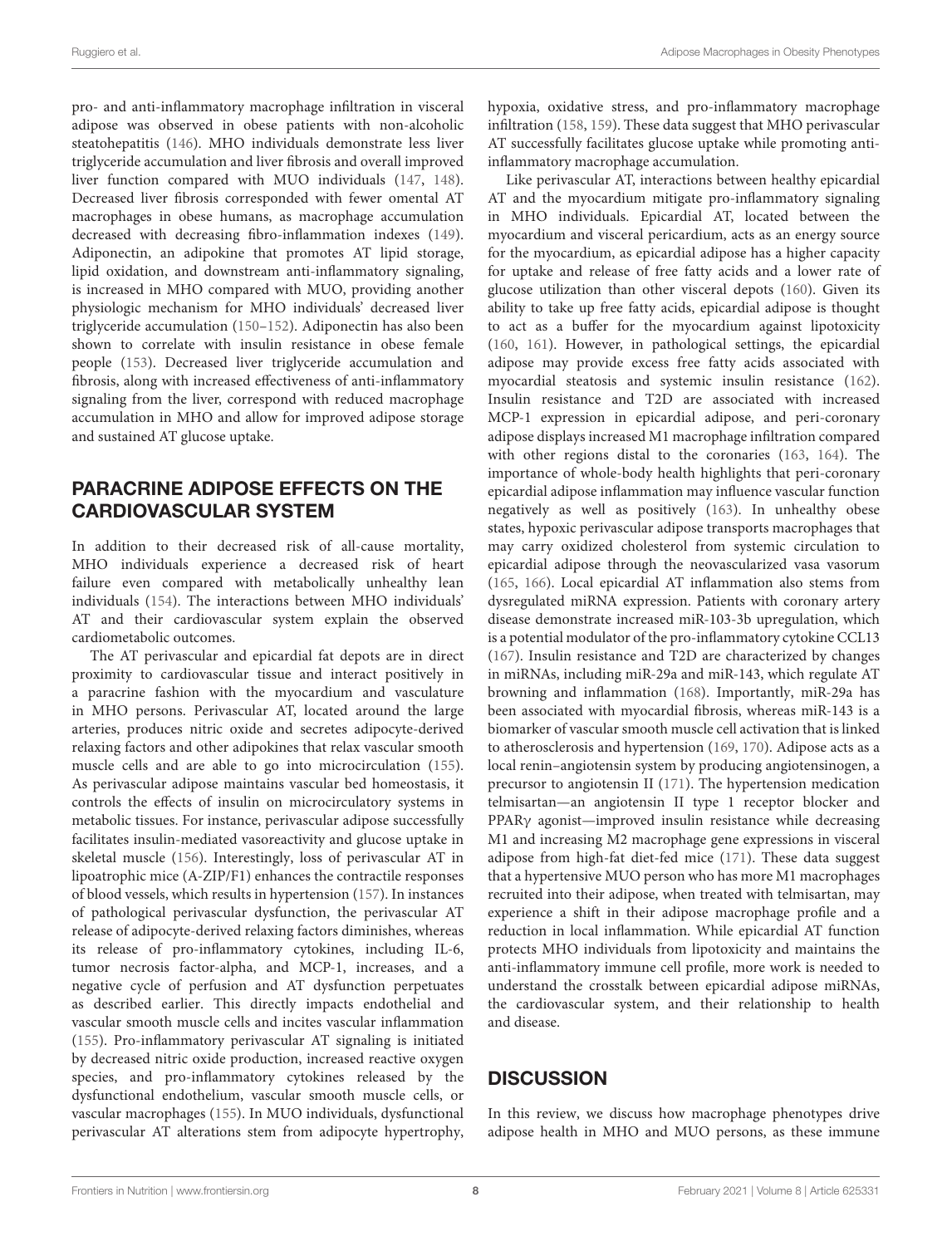pro- and anti-inflammatory macrophage infiltration in visceral adipose was observed in obese patients with non-alcoholic steatohepatitis (146). MHO individuals demonstrate less liver triglyceride accumulation and liver fibrosis and overall improved liver function compared with MUO individuals (147, 148). Decreased liver fibrosis corresponded with fewer omental AT macrophages in obese humans, as macrophage accumulation decreased with decreasing fibro-inflammation indexes (149). Adiponectin, an adipokine that promotes AT lipid storage, lipid oxidation, and downstream anti-inflammatory signaling, is increased in MHO compared with MUO, providing another physiologic mechanism for MHO individuals' decreased liver triglyceride accumulation (150–152). Adiponectin has also been shown to correlate with insulin resistance in obese female people (153). Decreased liver triglyceride accumulation and fibrosis, along with increased effectiveness of anti-inflammatory signaling from the liver, correspond with reduced macrophage accumulation in MHO and allow for improved adipose storage and sustained AT glucose uptake.

## PARACRINE ADIPOSE EFFECTS ON THE CARDIOVASCULAR SYSTEM

In addition to their decreased risk of all-cause mortality, MHO individuals experience a decreased risk of heart failure even compared with metabolically unhealthy lean individuals (154). The interactions between MHO individuals' AT and their cardiovascular system explain the observed cardiometabolic outcomes.

The AT perivascular and epicardial fat depots are in direct proximity to cardiovascular tissue and interact positively in a paracrine fashion with the myocardium and vasculature in MHO persons. Perivascular AT, located around the large arteries, produces nitric oxide and secretes adipocyte-derived relaxing factors and other adipokines that relax vascular smooth muscle cells and are able to go into microcirculation (155). As perivascular adipose maintains vascular bed homeostasis, it controls the effects of insulin on microcirculatory systems in metabolic tissues. For instance, perivascular adipose successfully facilitates insulin-mediated vasoreactivity and glucose uptake in skeletal muscle (156). Interestingly, loss of perivascular AT in lipoatrophic mice (A-ZIP/F1) enhances the contractile responses of blood vessels, which results in hypertension (157). In instances of pathological perivascular dysfunction, the perivascular AT release of adipocyte-derived relaxing factors diminishes, whereas its release of pro-inflammatory cytokines, including IL-6, tumor necrosis factor-alpha, and MCP-1, increases, and a negative cycle of perfusion and AT dysfunction perpetuates as described earlier. This directly impacts endothelial and vascular smooth muscle cells and incites vascular inflammation (155). Pro-inflammatory perivascular AT signaling is initiated by decreased nitric oxide production, increased reactive oxygen species, and pro-inflammatory cytokines released by the dysfunctional endothelium, vascular smooth muscle cells, or vascular macrophages (155). In MUO individuals, dysfunctional perivascular AT alterations stem from adipocyte hypertrophy, hypoxia, oxidative stress, and pro-inflammatory macrophage infiltration (158, 159). These data suggest that MHO perivascular AT successfully facilitates glucose uptake while promoting anti-inflammatory macrophage accumulation.

Like perivascular AT, interactions between healthy epicardial AT and the myocardium mitigate pro-inflammatory signaling in MHO individuals. Epicardial AT, located between the myocardium and visceral pericardium, acts as an energy source for the myocardium, as epicardial adipose has a higher capacity for uptake and release of free fatty acids and a lower rate of glucose utilization than other visceral depots (160). Given its ability to take up free fatty acids, epicardial adipose is thought to act as a buffer for the myocardium against lipotoxicity (160, 161). However, in pathological settings, the epicardial adipose may provide excess free fatty acids associated with myocardial steatosis and systemic insulin resistance (162). Insulin resistance and T2D are associated with increased MCP-1 expression in epicardial adipose, and peri-coronary adipose displays increased M1 macrophage infiltration compared with other regions distal to the coronaries (163, 164). The importance of whole-body health highlights that peri-coronary epicardial adipose inflammation may influence vascular function negatively as well as positively (163). In unhealthy obese states, hypoxic perivascular adipose transports macrophages that may carry oxidized cholesterol from systemic circulation to epicardial adipose through the neovascularized vasa vasorum (165, 166). Local epicardial AT inflammation also stems from dysregulated miRNA expression. Patients with coronary artery disease demonstrate increased miR-103-3b upregulation, which is a potential modulator of the pro-inflammatory cytokine CCL13 (167). Insulin resistance and T2D are characterized by changes in miRNAs, including miR-29a and miR-143, which regulate AT browning and inflammation (168). Importantly, miR-29a has been associated with myocardial fibrosis, whereas miR-143 is a biomarker of vascular smooth muscle cell activation that is linked to atherosclerosis and hypertension (169, 170). Adipose acts as a local renin–angiotensin system by producing angiotensinogen, a precursor to angiotensin II (171). The hypertension medication telmisartan—an angiotensin II type 1 receptor blocker and PPARγ agonist—improved insulin resistance while decreasing M1 and increasing M2 macrophage gene expressions in visceral adipose from high-fat diet-fed mice (171). These data suggest that a hypertensive MUO person who has more M1 macrophages recruited into their adipose, when treated with telmisartan, may experience a shift in their adipose macrophage profile and a reduction in local inflammation. While epicardial AT function protects MHO individuals from lipotoxicity and maintains the anti-inflammatory immune cell profile, more work is needed to understand the crosstalk between epicardial adipose miRNAs, the cardiovascular system, and their relationship to health and disease.

## DISCUSSION

In this review, we discuss how macrophage phenotypes drive adipose health in MHO and MUO persons, as these immune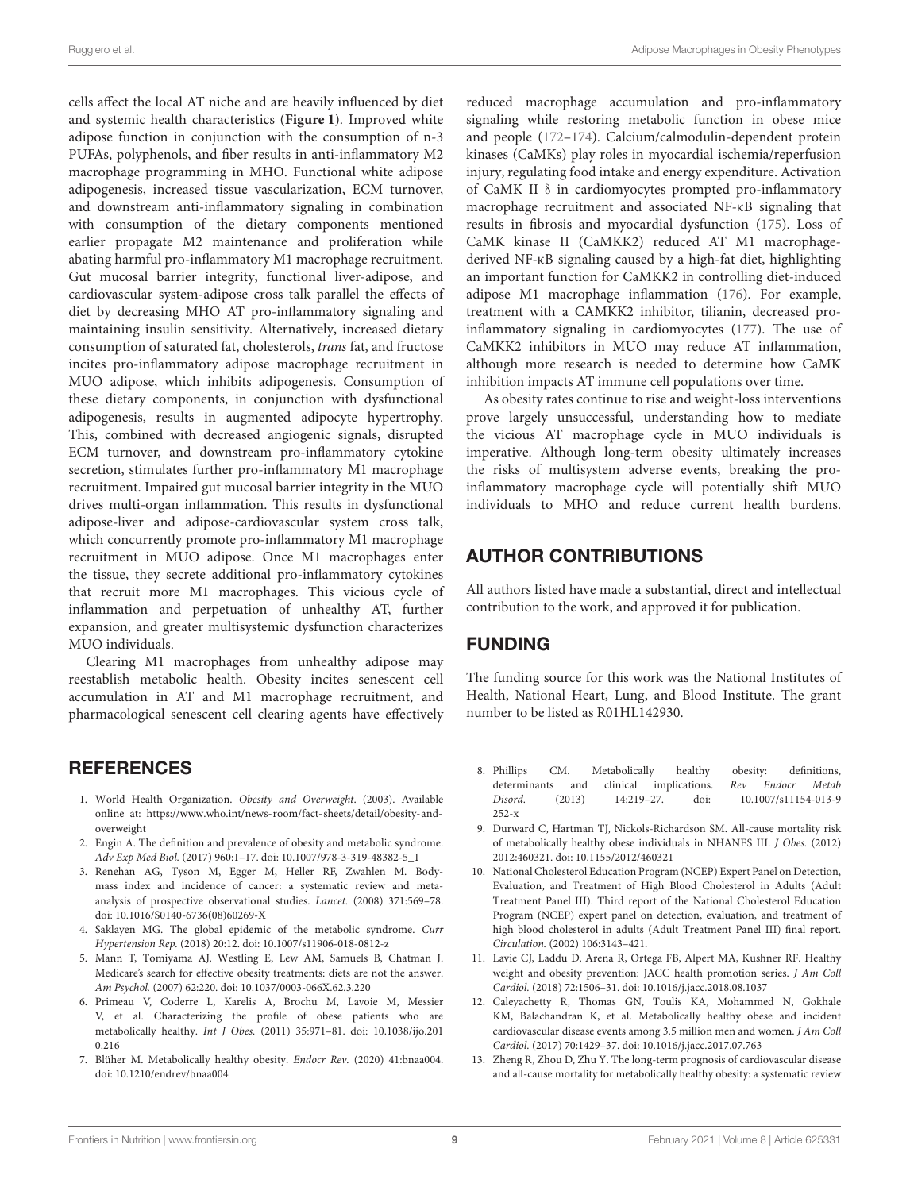cells affect the local AT niche and are heavily influenced by diet and systemic health characteristics (**Figure 1**). Improved white adipose function in conjunction with the consumption of n-3 PUFAs, polyphenols, and fiber results in anti-inflammatory M2 macrophage programming in MHO. Functional white adipose adipogenesis, increased tissue vascularization, ECM turnover, and downstream anti-inflammatory signaling in combination with consumption of the dietary components mentioned earlier propagate M2 maintenance and proliferation while abating harmful pro-inflammatory M1 macrophage recruitment. Gut mucosal barrier integrity, functional liver-adipose, and cardiovascular system-adipose cross talk parallel the effects of diet by decreasing MHO AT pro-inflammatory signaling and maintaining insulin sensitivity. Alternatively, increased dietary consumption of saturated fat, cholesterols, *trans* fat, and fructose incites pro-inflammatory adipose macrophage recruitment in MUO adipose, which inhibits adipogenesis. Consumption of these dietary components, in conjunction with dysfunctional adipogenesis, results in augmented adipocyte hypertrophy. This, combined with decreased angiogenic signals, disrupted ECM turnover, and downstream pro-inflammatory cytokine secretion, stimulates further pro-inflammatory M1 macrophage recruitment. Impaired gut mucosal barrier integrity in the MUO drives multi-organ inflammation. This results in dysfunctional adipose-liver and adipose-cardiovascular system cross talk, which concurrently promote pro-inflammatory M1 macrophage recruitment in MUO adipose. Once M1 macrophages enter the tissue, they secrete additional pro-inflammatory cytokines that recruit more M1 macrophages. This vicious cycle of inflammation and perpetuation of unhealthy AT, further expansion, and greater multisystemic dysfunction characterizes MUO individuals.

Clearing M1 macrophages from unhealthy adipose may reestablish metabolic health. Obesity incites senescent cell accumulation in AT and M1 macrophage recruitment, and pharmacological senescent cell clearing agents have effectively reduced macrophage accumulation and pro-inflammatory signaling while restoring metabolic function in obese mice and people (172–174). Calcium/calmodulin-dependent protein kinases (CaMKs) play roles in myocardial ischemia/reperfusion injury, regulating food intake and energy expenditure. Activation of CaMK II δ in cardiomyocytes prompted pro-inflammatory macrophage recruitment and associated NF-κB signaling that results in fibrosis and myocardial dysfunction (175). Loss of CaMK kinase II (CaMKK2) reduced AT M1 macrophage-derived NF-κB signaling caused by a high-fat diet, highlighting an important function for CaMKK2 in controlling diet-induced adipose M1 macrophage inflammation (176). For example, treatment with a CAMKK2 inhibitor, tilianin, decreased pro-inflammatory signaling in cardiomyocytes (177). The use of CaMKK2 inhibitors in MUO may reduce AT inflammation, although more research is needed to determine how CaMK inhibition impacts AT immune cell populations over time.

As obesity rates continue to rise and weight-loss interventions prove largely unsuccessful, understanding how to mediate the vicious AT macrophage cycle in MUO individuals is imperative. Although long-term obesity ultimately increases the risks of multisystem adverse events, breaking the pro-inflammatory macrophage cycle will potentially shift MUO individuals to MHO and reduce current health burdens.

## AUTHOR CONTRIBUTIONS

All authors listed have made a substantial, direct and intellectual contribution to the work, and approved it for publication.

## FUNDING

The funding source for this work was the National Institutes of Health, National Heart, Lung, and Blood Institute. The grant number to be listed as R01HL142930.

## REFERENCES

1. World Health Organization. *Obesity and Overweight*. (2003). Available online at: https://www.who.int/news-room/fact-sheets/detail/obesity-and-overweight
2. Engin A. The definition and prevalence of obesity and metabolic syndrome. *Adv Exp Med Biol.* (2017) 960:1–17. doi: 10.1007/978-3-319-48382-5_1
3. Renehan AG, Tyson M, Egger M, Heller RF, Zwahlen M. Body-mass index and incidence of cancer: a systematic review and meta-analysis of prospective observational studies. *Lancet.* (2008) 371:569–78. doi: 10.1016/S0140-6736(08)60269-X
4. Saklayen MG. The global epidemic of the metabolic syndrome. *Curr Hypertension Rep.* (2018) 20:12. doi: 10.1007/s11906-018-0812-z
5. Mann T, Tomiyama AJ, Westling E, Lew AM, Samuels B, Chatman J. Medicare's search for effective obesity treatments: diets are not the answer. *Am Psychol.* (2007) 62:220. doi: 10.1037/0003-066X.62.3.220
6. Primeau V, Coderre L, Karelis A, Brochu M, Lavoie M, Messier V, et al. Characterizing the profile of obese patients who are metabolically healthy. *Int J Obes.* (2011) 35:971–81. doi: 10.1038/ijo.2010.216
7. Blüher M. Metabolically healthy obesity. *Endocr Rev.* (2020) 41:bnaa004. doi: 10.1210/endrev/bnaa004
8. Phillips CM. Metabolically healthy obesity: definitions, determinants and clinical implications. *Rev Endocr Metab Disord.* (2013) 14:219–27. doi: 10.1007/s11154-013-9252-x
9. Durward C, Hartman TJ, Nickols-Richardson SM. All-cause mortality risk of metabolically healthy obese individuals in NHANES III. *J Obes.* (2012) 2012:460321. doi: 10.1155/2012/460321
10. National Cholesterol Education Program (NCEP) Expert Panel on Detection, Evaluation, and Treatment of High Blood Cholesterol in Adults (Adult Treatment Panel III). Third report of the National Cholesterol Education Program (NCEP) expert panel on detection, evaluation, and treatment of high blood cholesterol in adults (Adult Treatment Panel III) final report. *Circulation.* (2002) 106:3143–421.
11. Lavie CJ, Laddu D, Arena R, Ortega FB, Alpert MA, Kushner RF. Healthy weight and obesity prevention: JACC health promotion series. *J Am Coll Cardiol.* (2018) 72:1506–31. doi: 10.1016/j.jacc.2018.08.1037
12. Caleyachetty R, Thomas GN, Toulis KA, Mohammed N, Gokhale KM, Balachandran K, et al. Metabolically healthy obese and incident cardiovascular disease events among 3.5 million men and women. *J Am Coll Cardiol.* (2017) 70:1429–37. doi: 10.1016/j.jacc.2017.07.763
13. Zheng R, Zhou D, Zhu Y. The long-term prognosis of cardiovascular disease and all-cause mortality for metabolically healthy obesity: a systematic review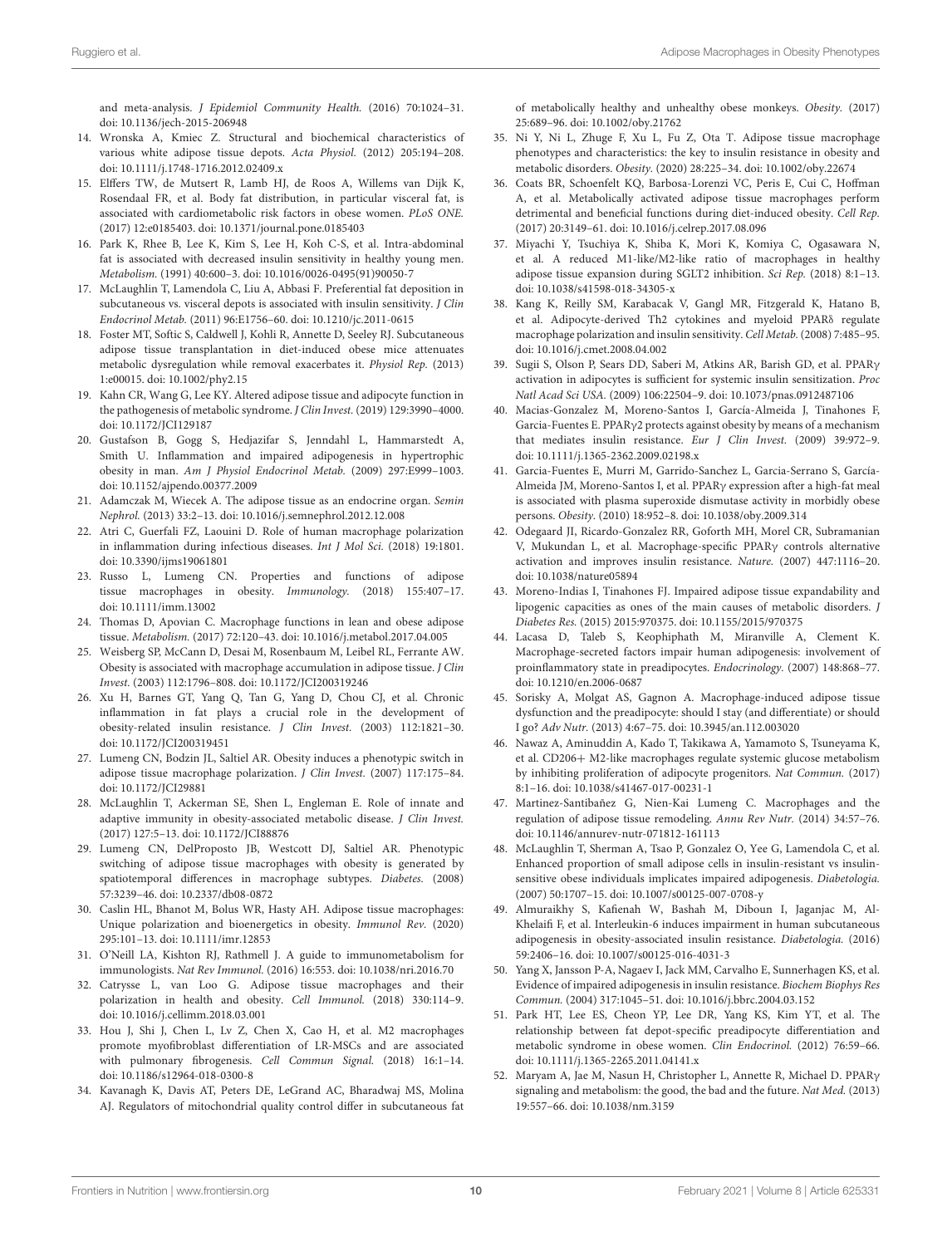and meta-analysis. *J Epidemiol Community Health.* (2016) 70:1024–31. doi: 10.1136/jech-2015-206948

14. Wronska A, Kmiec Z. Structural and biochemical characteristics of various white adipose tissue depots. *Acta Physiol.* (2012) 205:194–208. doi: 10.1111/j.1748-1716.2012.02409.x
15. Elffers TW, de Mutsert R, Lamb HJ, de Roos A, Willems van Dijk K, Rosendaal FR, et al. Body fat distribution, in particular visceral fat, is associated with cardiometabolic risk factors in obese women. *PLoS ONE.* (2017) 12:e0185403. doi: 10.1371/journal.pone.0185403
16. Park K, Rhee B, Lee K, Kim S, Lee H, Koh C-S, et al. Intra-abdominal fat is associated with decreased insulin sensitivity in healthy young men. *Metabolism.* (1991) 40:600–3. doi: 10.1016/0026-0495(91)90050-7
17. McLaughlin T, Lamendola C, Liu A, Abbasi F. Preferential fat deposition in subcutaneous vs. visceral depots is associated with insulin sensitivity. *J Clin Endocrinol Metab.* (2011) 96:E1756–60. doi: 10.1210/jc.2011-0615
18. Foster MT, Softic S, Caldwell J, Kohli R, Annette D, Seeley RJ. Subcutaneous adipose tissue transplantation in diet-induced obese mice attenuates metabolic dysregulation while removal exacerbates it. *Physiol Rep.* (2013) 1:e00015. doi: 10.1002/phy2.15
19. Kahn CR, Wang G, Lee KY. Altered adipose tissue and adipocyte function in the pathogenesis of metabolic syndrome. *J Clin Invest.* (2019) 129:3990–4000. doi: 10.1172/JCI129187
20. Gustafson B, Gogg S, Hedjazifar S, Jenndahl L, Hammarstedt A, Smith U. Inflammation and impaired adipogenesis in hypertrophic obesity in man. *Am J Physiol Endocrinol Metab.* (2009) 297:E999–1003. doi: 10.1152/ajpendo.00377.2009
21. Adamczak M, Wiecek A. The adipose tissue as an endocrine organ. *Semin Nephrol.* (2013) 33:2–13. doi: 10.1016/j.semnephrol.2012.12.008
22. Atri C, Guerfali FZ, Laouini D. Role of human macrophage polarization in inflammation during infectious diseases. *Int J Mol Sci.* (2018) 19:1801. doi: 10.3390/ijms19061801
23. Russo L, Lumeng CN. Properties and functions of adipose tissue macrophages in obesity. *Immunology.* (2018) 155:407–17. doi: 10.1111/imm.13002
24. Thomas D, Apovian C. Macrophage functions in lean and obese adipose tissue. *Metabolism.* (2017) 72:120–43. doi: 10.1016/j.metabol.2017.04.005
25. Weisberg SP, McCann D, Desai M, Rosenbaum M, Leibel RL, Ferrante AW. Obesity is associated with macrophage accumulation in adipose tissue. *J Clin Invest.* (2003) 112:1796–808. doi: 10.1172/JCI200319246
26. Xu H, Barnes GT, Yang Q, Tan G, Yang D, Chou CJ, et al. Chronic inflammation in fat plays a crucial role in the development of obesity-related insulin resistance. *J Clin Invest.* (2003) 112:1821–30. doi: 10.1172/JCI200319451
27. Lumeng CN, Bodzin JL, Saltiel AR. Obesity induces a phenotypic switch in adipose tissue macrophage polarization. *J Clin Invest.* (2007) 117:175–84. doi: 10.1172/JCI29881
28. McLaughlin T, Ackerman SE, Shen L, Engleman E. Role of innate and adaptive immunity in obesity-associated metabolic disease. *J Clin Invest.* (2017) 127:5–13. doi: 10.1172/JCI88876
29. Lumeng CN, DelProposto JB, Westcott DJ, Saltiel AR. Phenotypic switching of adipose tissue macrophages with obesity is generated by spatiotemporal differences in macrophage subtypes. *Diabetes.* (2008) 57:3239–46. doi: 10.2337/db08-0872
30. Caslin HL, Bhanot M, Bolus WR, Hasty AH. Adipose tissue macrophages: Unique polarization and bioenergetics in obesity. *Immunol Rev.* (2020) 295:101–13. doi: 10.1111/imr.12853
31. O'Neill LA, Kishton RJ, Rathmell J. A guide to immunometabolism for immunologists. *Nat Rev Immunol.* (2016) 16:553. doi: 10.1038/nri.2016.70
32. Catrysse L, van Loo G. Adipose tissue macrophages and their polarization in health and obesity. *Cell Immunol.* (2018) 330:114–9. doi: 10.1016/j.cellimm.2018.03.001
33. Hou J, Shi J, Chen L, Lv Z, Chen X, Cao H, et al. M2 macrophages promote myofibroblast differentiation of LR-MSCs and are associated with pulmonary fibrogenesis. *Cell Commun Signal.* (2018) 16:1–14. doi: 10.1186/s12964-018-0300-8
34. Kavanagh K, Davis AT, Peters DE, LeGrand AC, Bharadwaj MS, Molina AJ. Regulators of mitochondrial quality control differ in subcutaneous fat of metabolically healthy and unhealthy obese monkeys. *Obesity.* (2017) 25:689–96. doi: 10.1002/oby.21762
35. Ni Y, Ni L, Zhuge F, Xu L, Fu Z, Ota T. Adipose tissue macrophage phenotypes and characteristics: the key to insulin resistance in obesity and metabolic disorders. *Obesity.* (2020) 28:225–34. doi: 10.1002/oby.22674
36. Coats BR, Schoenfelt KQ, Barbosa-Lorenzi VC, Peris E, Cui C, Hoffman A, et al. Metabolically activated adipose tissue macrophages perform detrimental and beneficial functions during diet-induced obesity. *Cell Rep.* (2017) 20:3149–61. doi: 10.1016/j.celrep.2017.08.096
37. Miyachi Y, Tsuchiya K, Shiba K, Mori K, Komiya C, Ogasawara N, et al. A reduced M1-like/M2-like ratio of macrophages in healthy adipose tissue expansion during SGLT2 inhibition. *Sci Rep.* (2018) 8:1–13. doi: 10.1038/s41598-018-34305-x
38. Kang K, Reilly SM, Karabacak V, Gangl MR, Fitzgerald K, Hatano B, et al. Adipocyte-derived Th2 cytokines and myeloid PPARδ regulate macrophage polarization and insulin sensitivity. *Cell Metab.* (2008) 7:485–95. doi: 10.1016/j.cmet.2008.04.002
39. Sugii S, Olson P, Sears DD, Saberi M, Atkins AR, Barish GD, et al. PPARγ activation in adipocytes is sufficient for systemic insulin sensitization. *Proc Natl Acad Sci USA.* (2009) 106:22504–9. doi: 10.1073/pnas.0912487106
40. Macias-Gonzalez M, Moreno-Santos I, García-Almeida J, Tinahones F, Garcia-Fuentes E. PPARγ2 protects against obesity by means of a mechanism that mediates insulin resistance. *Eur J Clin Invest.* (2009) 39:972–9. doi: 10.1111/j.1365-2362.2009.02198.x
41. Garcia-Fuentes E, Murri M, Garrido-Sanchez L, Garcia-Serrano S, García-Almeida JM, Moreno-Santos I, et al. PPARγ expression after a high-fat meal is associated with plasma superoxide dismutase activity in morbidly obese persons. *Obesity.* (2010) 18:952–8. doi: 10.1038/oby.2009.314
42. Odegaard JI, Ricardo-Gonzalez RR, Goforth MH, Morel CR, Subramanian V, Mukundan L, et al. Macrophage-specific PPARγ controls alternative activation and improves insulin resistance. *Nature.* (2007) 447:1116–20. doi: 10.1038/nature05894
43. Moreno-Indias I, Tinahones FJ. Impaired adipose tissue expandability and lipogenic capacities as ones of the main causes of metabolic disorders. *J Diabetes Res.* (2015) 2015:970375. doi: 10.1155/2015/970375
44. Lacasa D, Taleb S, Keophiphath M, Miranville A, Clement K. Macrophage-secreted factors impair human adipogenesis: involvement of proinflammatory state in preadipocytes. *Endocrinology.* (2007) 148:868–77. doi: 10.1210/en.2006-0687
45. Sorisky A, Molgat AS, Gagnon A. Macrophage-induced adipose tissue dysfunction and the preadipocyte: should I stay (and differentiate) or should I go? *Adv Nutr.* (2013) 4:67–75. doi: 10.3945/an.112.003020
46. Nawaz A, Aminuddin A, Kado T, Takikawa A, Yamamoto S, Tsuneyama K, et al. CD206+ M2-like macrophages regulate systemic glucose metabolism by inhibiting proliferation of adipocyte progenitors. *Nat Commun.* (2017) 8:1–16. doi: 10.1038/s41467-017-00231-1
47. Martinez-Santibañez G, Nien-Kai Lumeng C. Macrophages and the regulation of adipose tissue remodeling. *Annu Rev Nutr.* (2014) 34:57–76. doi: 10.1146/annurev-nutr-071812-161113
48. McLaughlin T, Sherman A, Tsao P, Gonzalez O, Yee G, Lamendola C, et al. Enhanced proportion of small adipose cells in insulin-resistant vs insulin-sensitive obese individuals implicates impaired adipogenesis. *Diabetologia.* (2007) 50:1707–15. doi: 10.1007/s00125-007-0708-y
49. Almuraikhy S, Kafienah W, Bashah M, Diboun I, Jaganjac M, Al-Khelaifi F, et al. Interleukin-6 induces impairment in human subcutaneous adipogenesis in obesity-associated insulin resistance. *Diabetologia.* (2016) 59:2406–16. doi: 10.1007/s00125-016-4031-3
50. Yang X, Jansson P-A, Nagaev I, Jack MM, Carvalho E, Sunnerhagen KS, et al. Evidence of impaired adipogenesis in insulin resistance. *Biochem Biophys Res Commun.* (2004) 317:1045–51. doi: 10.1016/j.bbrc.2004.03.152
51. Park HT, Lee ES, Cheon YP, Lee DR, Yang KS, Kim YT, et al. The relationship between fat depot-specific preadipocyte differentiation and metabolic syndrome in obese women. *Clin Endocrinol.* (2012) 76:59–66. doi: 10.1111/j.1365-2265.2011.04141.x
52. Maryam A, Jae M, Nasun H, Christopher L, Annette R, Michael D. PPARγ signaling and metabolism: the good, the bad and the future. *Nat Med.* (2013) 19:557–66. doi: 10.1038/nm.3159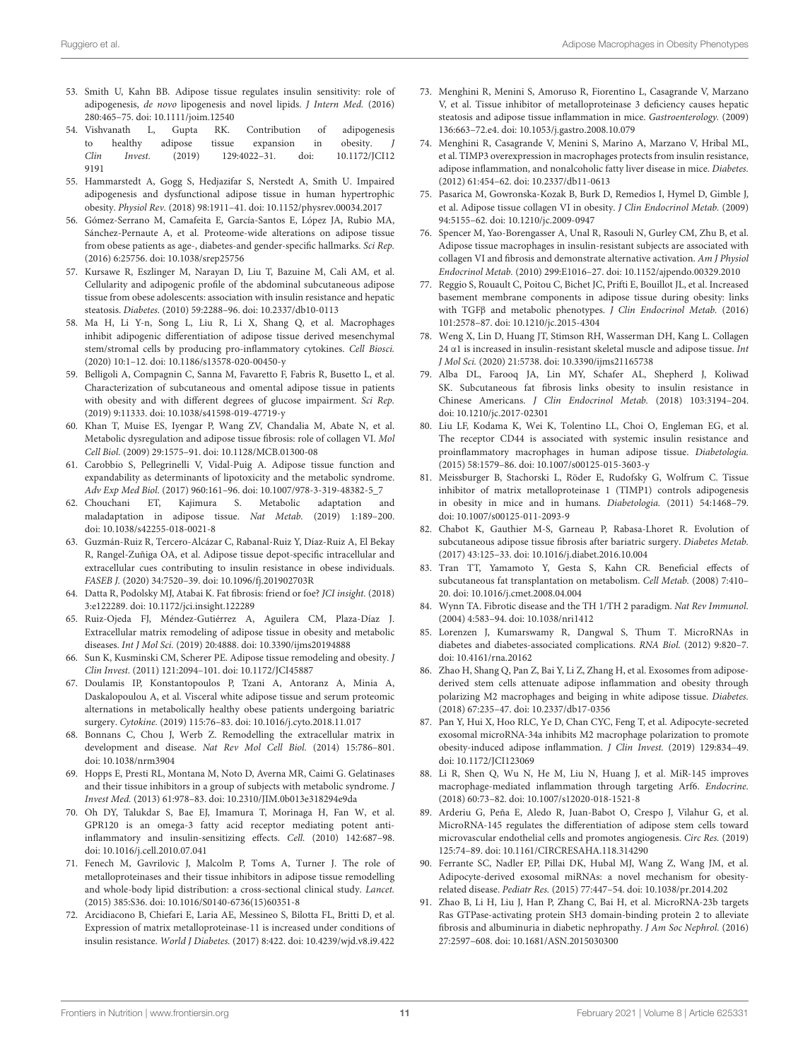53. Smith U, Kahn BB. Adipose tissue regulates insulin sensitivity: role of adipogenesis, *de novo* lipogenesis and novel lipids. *J Intern Med.* (2016) 280:465–75. doi: 10.1111/joim.12540
54. Vishvanath L, Gupta RK. Contribution of adipogenesis to healthy adipose tissue expansion in obesity. *J Clin Invest.* (2019) 129:4022–31. doi: 10.1172/JCI129191
55. Hammarstedt A, Gogg S, Hedjazifar S, Nerstedt A, Smith U. Impaired adipogenesis and dysfunctional adipose tissue in human hypertrophic obesity. *Physiol Rev.* (2018) 98:1911–41. doi: 10.1152/physrev.00034.2017
56. Gómez-Serrano M, Camafeita E, García-Santos E, López JA, Rubio MA, Sánchez-Pernaute A, et al. Proteome-wide alterations on adipose tissue from obese patients as age-, diabetes-and gender-specific hallmarks. *Sci Rep.* (2016) 6:25756. doi: 10.1038/srep25756
57. Kursawe R, Eszlinger M, Narayan D, Liu T, Bazuine M, Cali AM, et al. Cellularity and adipogenic profile of the abdominal subcutaneous adipose tissue from obese adolescents: association with insulin resistance and hepatic steatosis. *Diabetes.* (2010) 59:2288–96. doi: 10.2337/db10-0113
58. Ma H, Li Y-n, Song L, Liu R, Li X, Shang Q, et al. Macrophages inhibit adipogenic differentiation of adipose tissue derived mesenchymal stem/stromal cells by producing pro-inflammatory cytokines. *Cell Biosci.* (2020) 10:1–12. doi: 10.1186/s13578-020-00450-y
59. Belligoli A, Compagnin C, Sanna M, Favaretto F, Fabris R, Busetto L, et al. Characterization of subcutaneous and omental adipose tissue in patients with obesity and with different degrees of glucose impairment. *Sci Rep.* (2019) 9:11333. doi: 10.1038/s41598-019-47719-y
60. Khan T, Muise ES, Iyengar P, Wang ZV, Chandalia M, Abate N, et al. Metabolic dysregulation and adipose tissue fibrosis: role of collagen VI. *Mol Cell Biol.* (2009) 29:1575–91. doi: 10.1128/MCB.01300-08
61. Carobbio S, Pellegrinelli V, Vidal-Puig A. Adipose tissue function and expandability as determinants of lipotoxicity and the metabolic syndrome. *Adv Exp Med Biol.* (2017) 960:161–96. doi: 10.1007/978-3-319-48382-5_7
62. Chouchani ET, Kajimura S. Metabolic adaptation and maladaptation in adipose tissue. *Nat Metab.* (2019) 1:189–200. doi: 10.1038/s42255-018-0021-8
63. Guzmán-Ruiz R, Tercero-Alcázar C, Rabanal-Ruiz Y, Díaz-Ruiz A, El Bekay R, Rangel-Zuñiga OA, et al. Adipose tissue depot-specific intracellular and extracellular cues contributing to insulin resistance in obese individuals. *FASEB J.* (2020) 34:7520–39. doi: 10.1096/fj.201902703R
64. Datta R, Podolsky MJ, Atabai K. Fat fibrosis: friend or foe? *JCI insight.* (2018) 3:e122289. doi: 10.1172/jci.insight.122289
65. Ruiz-Ojeda FJ, Méndez-Gutiérrez A, Aguilera CM, Plaza-Díaz J. Extracellular matrix remodeling of adipose tissue in obesity and metabolic diseases. *Int J Mol Sci.* (2019) 20:4888. doi: 10.3390/ijms20194888
66. Sun K, Kusminski CM, Scherer PE. Adipose tissue remodeling and obesity. *J Clin Invest.* (2011) 121:2094–101. doi: 10.1172/JCI45887
67. Doulamis IP, Konstantopoulos P, Tzani A, Antoranz A, Minia A, Daskalopoulou A, et al. Visceral white adipose tissue and serum proteomic alternations in metabolically healthy obese patients undergoing bariatric surgery. *Cytokine.* (2019) 115:76–83. doi: 10.1016/j.cyto.2018.11.017
68. Bonnans C, Chou J, Werb Z. Remodelling the extracellular matrix in development and disease. *Nat Rev Mol Cell Biol.* (2014) 15:786–801. doi: 10.1038/nrm3904
69. Hopps E, Presti RL, Montana M, Noto D, Averna MR, Caimi G. Gelatinases and their tissue inhibitors in a group of subjects with metabolic syndrome. *J Invest Med.* (2013) 61:978–83. doi: 10.2310/JIM.0b013e318294e9da
70. Oh DY, Talukdar S, Bae EJ, Imamura T, Morinaga H, Fan W, et al. GPR120 is an omega-3 fatty acid receptor mediating potent anti-inflammatory and insulin-sensitizing effects. *Cell.* (2010) 142:687–98. doi: 10.1016/j.cell.2010.07.041
71. Fenech M, Gavrilovic J, Malcolm P, Toms A, Turner J. The role of metalloproteinases and their tissue inhibitors in adipose tissue remodelling and whole-body lipid distribution: a cross-sectional clinical study. *Lancet.* (2015) 385:S36. doi: 10.1016/S0140-6736(15)60351-8
72. Arcidiacono B, Chiefari E, Laria AE, Messineo S, Bilotta FL, Britti D, et al. Expression of matrix metalloproteinase-11 is increased under conditions of insulin resistance. *World J Diabetes.* (2017) 8:422. doi: 10.4239/wjd.v8.i9.422
73. Menghini R, Menini S, Amoruso R, Fiorentino L, Casagrande V, Marzano V, et al. Tissue inhibitor of metalloproteinase 3 deficiency causes hepatic steatosis and adipose tissue inflammation in mice. *Gastroenterology.* (2009) 136:663–72.e4. doi: 10.1053/j.gastro.2008.10.079
74. Menghini R, Casagrande V, Menini S, Marino A, Marzano V, Hribal ML, et al. TIMP3 overexpression in macrophages protects from insulin resistance, adipose inflammation, and nonalcoholic fatty liver disease in mice. *Diabetes.* (2012) 61:454–62. doi: 10.2337/db11-0613
75. Pasarica M, Gowronska-Kozak B, Burk D, Remedios I, Hymel D, Gimble J, et al. Adipose tissue collagen VI in obesity. *J Clin Endocrinol Metab.* (2009) 94:5155–62. doi: 10.1210/jc.2009-0947
76. Spencer M, Yao-Borengasser A, Unal R, Rasouli N, Gurley CM, Zhu B, et al. Adipose tissue macrophages in insulin-resistant subjects are associated with collagen VI and fibrosis and demonstrate alternative activation. *Am J Physiol Endocrinol Metab.* (2010) 299:E1016–27. doi: 10.1152/ajpendo.00329.2010
77. Reggio S, Rouault C, Poitou C, Bichet JC, Prifti E, Bouillot JL, et al. Increased basement membrane components in adipose tissue during obesity: links with TGFβ and metabolic phenotypes. *J Clin Endocrinol Metab.* (2016) 101:2578–87. doi: 10.1210/jc.2015-4304
78. Weng X, Lin D, Huang JT, Stimson RH, Wasserman DH, Kang L. Collagen 24 α1 is increased in insulin-resistant skeletal muscle and adipose tissue. *Int J Mol Sci.* (2020) 21:5738. doi: 10.3390/ijms21165738
79. Alba DL, Farooq JA, Lin MY, Schafer AL, Shepherd J, Koliwad SK. Subcutaneous fat fibrosis links obesity to insulin resistance in Chinese Americans. *J Clin Endocrinol Metab.* (2018) 103:3194–204. doi: 10.1210/jc.2017-02301
80. Liu LF, Kodama K, Wei K, Tolentino LL, Choi O, Engleman EG, et al. The receptor CD44 is associated with systemic insulin resistance and proinflammatory macrophages in human adipose tissue. *Diabetologia.* (2015) 58:1579–86. doi: 10.1007/s00125-015-3603-y
81. Meissburger B, Stachorski L, Röder E, Rudofsky G, Wolfrum C. Tissue inhibitor of matrix metalloproteinase 1 (TIMP1) controls adipogenesis in obesity in mice and in humans. *Diabetologia.* (2011) 54:1468–79. doi: 10.1007/s00125-011-2093-9
82. Chabot K, Gauthier M-S, Garneau P, Rabasa-Lhoret R. Evolution of subcutaneous adipose tissue fibrosis after bariatric surgery. *Diabetes Metab.* (2017) 43:125–33. doi: 10.1016/j.diabet.2016.10.004
83. Tran TT, Yamamoto Y, Gesta S, Kahn CR. Beneficial effects of subcutaneous fat transplantation on metabolism. *Cell Metab.* (2008) 7:410–20. doi: 10.1016/j.cmet.2008.04.004
84. Wynn TA. Fibrotic disease and the TH 1/TH 2 paradigm. *Nat Rev Immunol.* (2004) 4:583–94. doi: 10.1038/nri1412
85. Lorenzen J, Kumarswamy R, Dangwal S, Thum T. MicroRNAs in diabetes and diabetes-associated complications. *RNA Biol.* (2012) 9:820–7. doi: 10.4161/rna.20162
86. Zhao H, Shang Q, Pan Z, Bai Y, Li Z, Zhang H, et al. Exosomes from adipose-derived stem cells attenuate adipose inflammation and obesity through polarizing M2 macrophages and beiging in white adipose tissue. *Diabetes.* (2018) 67:235–47. doi: 10.2337/db17-0356
87. Pan Y, Hui X, Hoo RLC, Ye D, Chan CYC, Feng T, et al. Adipocyte-secreted exosomal microRNA-34a inhibits M2 macrophage polarization to promote obesity-induced adipose inflammation. *J Clin Invest.* (2019) 129:834–49. doi: 10.1172/JCI123069
88. Li R, Shen Q, Wu N, He M, Liu N, Huang J, et al. MiR-145 improves macrophage-mediated inflammation through targeting Arf6. *Endocrine.* (2018) 60:73–82. doi: 10.1007/s12020-018-1521-8
89. Arderiu G, Peña E, Aledo R, Juan-Babot O, Crespo J, Vilahur G, et al. MicroRNA-145 regulates the differentiation of adipose stem cells toward microvascular endothelial cells and promotes angiogenesis. *Circ Res.* (2019) 125:74–89. doi: 10.1161/CIRCRESAHA.118.314290
90. Ferrante SC, Nadler EP, Pillai DK, Hubal MJ, Wang Z, Wang JM, et al. Adipocyte-derived exosomal miRNAs: a novel mechanism for obesity-related disease. *Pediatr Res.* (2015) 77:447–54. doi: 10.1038/pr.2014.202
91. Zhao B, Li H, Liu J, Han P, Zhang C, Bai H, et al. MicroRNA-23b targets Ras GTPase-activating protein SH3 domain-binding protein 2 to alleviate fibrosis and albuminuria in diabetic nephropathy. *J Am Soc Nephrol.* (2016) 27:2597–608. doi: 10.1681/ASN.2015030300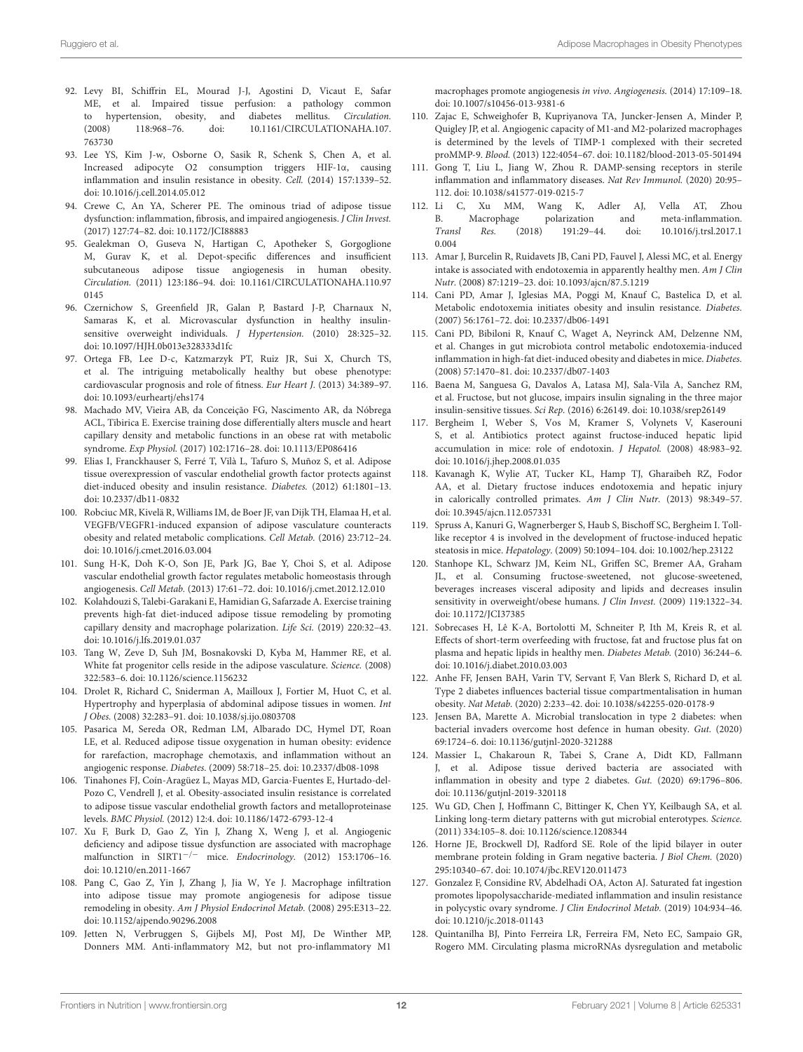92. Levy BI, Schiffrin EL, Mourad J-J, Agostini D, Vicaut E, Safar ME, et al. Impaired tissue perfusion: a pathology common to hypertension, obesity, and diabetes mellitus. *Circulation.* (2008) 118:968–76. doi: 10.1161/CIRCULATIONAHA.107.763730
93. Lee YS, Kim J-w, Osborne O, Sasik R, Schenk S, Chen A, et al. Increased adipocyte O2 consumption triggers HIF-1α, causing inflammation and insulin resistance in obesity. *Cell.* (2014) 157:1339–52. doi: 10.1016/j.cell.2014.05.012
94. Crewe C, An YA, Scherer PE. The ominous triad of adipose tissue dysfunction: inflammation, fibrosis, and impaired angiogenesis. *J Clin Invest.* (2017) 127:74–82. doi: 10.1172/JCI88883
95. Gealekman O, Guseva N, Hartigan C, Apotheker S, Gorgoglione M, Gurav K, et al. Depot-specific differences and insufficient subcutaneous adipose tissue angiogenesis in human obesity. *Circulation.* (2011) 123:186–94. doi: 10.1161/CIRCULATIONAHA.110.970145
96. Czernichow S, Greenfield JR, Galan P, Bastard J-P, Charnaux N, Samaras K, et al. Microvascular dysfunction in healthy insulin-sensitive overweight individuals. *J Hypertension.* (2010) 28:325–32. doi: 10.1097/HJH.0b013e328333d1fc
97. Ortega FB, Lee D-c, Katzmarzyk PT, Ruiz JR, Sui X, Church TS, et al. The intriguing metabolically healthy but obese phenotype: cardiovascular prognosis and role of fitness. *Eur Heart J.* (2013) 34:389–97. doi: 10.1093/eurheartj/ehs174
98. Machado MV, Vieira AB, da Conceição FG, Nascimento AR, da Nóbrega ACL, Tibirica E. Exercise training dose differentially alters muscle and heart capillary density and metabolic functions in an obese rat with metabolic syndrome. *Exp Physiol.* (2017) 102:1716–28. doi: 10.1113/EP086416
99. Elias I, Franckhauser S, Ferré T, Vilà L, Tafuro S, Muñoz S, et al. Adipose tissue overexpression of vascular endothelial growth factor protects against diet-induced obesity and insulin resistance. *Diabetes.* (2012) 61:1801–13. doi: 10.2337/db11-0832
100. Robciuc MR, Kivelä R, Williams IM, de Boer JF, van Dijk TH, Elamaa H, et al. VEGFB/VEGFR1-induced expansion of adipose vasculature counteracts obesity and related metabolic complications. *Cell Metab.* (2016) 23:712–24. doi: 10.1016/j.cmet.2016.03.004
101. Sung H-K, Doh K-O, Son JE, Park JG, Bae Y, Choi S, et al. Adipose vascular endothelial growth factor regulates metabolic homeostasis through angiogenesis. *Cell Metab.* (2013) 17:61–72. doi: 10.1016/j.cmet.2012.12.010
102. Kolahdouzi S, Talebi-Garakani E, Hamidian G, Safarzade A. Exercise training prevents high-fat diet-induced adipose tissue remodeling by promoting capillary density and macrophage polarization. *Life Sci.* (2019) 220:32–43. doi: 10.1016/j.lfs.2019.01.037
103. Tang W, Zeve D, Suh JM, Bosnakovski D, Kyba M, Hammer RE, et al. White fat progenitor cells reside in the adipose vasculature. *Science.* (2008) 322:583–6. doi: 10.1126/science.1156232
104. Drolet R, Richard C, Sniderman A, Mailloux J, Fortier M, Huot C, et al. Hypertrophy and hyperplasia of abdominal adipose tissues in women. *Int J Obes.* (2008) 32:283–91. doi: 10.1038/sj.ijo.0803708
105. Pasarica M, Sereda OR, Redman LM, Albarado DC, Hymel DT, Roan LE, et al. Reduced adipose tissue oxygenation in human obesity: evidence for rarefaction, macrophage chemotaxis, and inflammation without an angiogenic response. *Diabetes.* (2009) 58:718–25. doi: 10.2337/db08-1098
106. Tinahones FJ, Coín-Aragüez L, Mayas MD, Garcia-Fuentes E, Hurtado-del-Pozo C, Vendrell J, et al. Obesity-associated insulin resistance is correlated to adipose tissue vascular endothelial growth factors and metalloproteinase levels. *BMC Physiol.* (2012) 12:4. doi: 10.1186/1472-6793-12-4
107. Xu F, Burk D, Gao Z, Yin J, Zhang X, Weng J, et al. Angiogenic deficiency and adipose tissue dysfunction are associated with macrophage malfunction in SIRT1$^{-/-}$ mice. *Endocrinology.* (2012) 153:1706–16. doi: 10.1210/en.2011-1667
108. Pang C, Gao Z, Yin J, Zhang J, Jia W, Ye J. Macrophage infiltration into adipose tissue may promote angiogenesis for adipose tissue remodeling in obesity. *Am J Physiol Endocrinol Metab.* (2008) 295:E313–22. doi: 10.1152/ajpendo.90296.2008
109. Jetten N, Verbruggen S, Gijbels MJ, Post MJ, De Winther MP, Donners MM. Anti-inflammatory M2, but not pro-inflammatory M1 macrophages promote angiogenesis *in vivo*. *Angiogenesis.* (2014) 17:109–18. doi: 10.1007/s10456-013-9381-6
110. Zajac E, Schweighofer B, Kupriyanova TA, Juncker-Jensen A, Minder P, Quigley JP, et al. Angiogenic capacity of M1-and M2-polarized macrophages is determined by the levels of TIMP-1 complexed with their secreted proMMP-9. *Blood.* (2013) 122:4054–67. doi: 10.1182/blood-2013-05-501494
111. Gong T, Liu L, Jiang W, Zhou R. DAMP-sensing receptors in sterile inflammation and inflammatory diseases. *Nat Rev Immunol.* (2020) 20:95–112. doi: 10.1038/s41577-019-0215-7
112. Li C, Xu MM, Wang K, Adler AJ, Vella AT, Zhou B. Macrophage polarization and meta-inflammation. *Transl Res.* (2018) 191:29–44. doi: 10.1016/j.trsl.2017.10.004
113. Amar J, Burcelin R, Ruidavets JB, Cani PD, Fauvel J, Alessi MC, et al. Energy intake is associated with endotoxemia in apparently healthy men. *Am J Clin Nutr.* (2008) 87:1219–23. doi: 10.1093/ajcn/87.5.1219
114. Cani PD, Amar J, Iglesias MA, Poggi M, Knauf C, Bastelica D, et al. Metabolic endotoxemia initiates obesity and insulin resistance. *Diabetes.* (2007) 56:1761–72. doi: 10.2337/db06-1491
115. Cani PD, Bibiloni R, Knauf C, Waget A, Neyrinck AM, Delzenne NM, et al. Changes in gut microbiota control metabolic endotoxemia-induced inflammation in high-fat diet-induced obesity and diabetes in mice. *Diabetes.* (2008) 57:1470–81. doi: 10.2337/db07-1403
116. Baena M, Sanguesa G, Davalos A, Latasa MJ, Sala-Vila A, Sanchez RM, et al. Fructose, but not glucose, impairs insulin signaling in the three major insulin-sensitive tissues. *Sci Rep.* (2016) 6:26149. doi: 10.1038/srep26149
117. Bergheim I, Weber S, Vos M, Kramer S, Volynets V, Kaserouni S, et al. Antibiotics protect against fructose-induced hepatic lipid accumulation in mice: role of endotoxin. *J Hepatol.* (2008) 48:983–92. doi: 10.1016/j.jhep.2008.01.035
118. Kavanagh K, Wylie AT, Tucker KL, Hamp TJ, Gharaibeh RZ, Fodor AA, et al. Dietary fructose induces endotoxemia and hepatic injury in calorically controlled primates. *Am J Clin Nutr.* (2013) 98:349–57. doi: 10.3945/ajcn.112.057331
119. Spruss A, Kanuri G, Wagnerberger S, Haub S, Bischoff SC, Bergheim I. Toll-like receptor 4 is involved in the development of fructose-induced hepatic steatosis in mice. *Hepatology.* (2009) 50:1094–104. doi: 10.1002/hep.23122
120. Stanhope KL, Schwarz JM, Keim NL, Griffen SC, Bremer AA, Graham JL, et al. Consuming fructose-sweetened, not glucose-sweetened, beverages increases visceral adiposity and lipids and decreases insulin sensitivity in overweight/obese humans. *J Clin Invest.* (2009) 119:1322–34. doi: 10.1172/JCI37385
121. Sobrecases H, Lê K-A, Bortolotti M, Schneiter P, Ith M, Kreis R, et al. Effects of short-term overfeeding with fructose, fat and fructose plus fat on plasma and hepatic lipids in healthy men. *Diabetes Metab.* (2010) 36:244–6. doi: 10.1016/j.diabet.2010.03.003
122. Anhe FF, Jensen BAH, Varin TV, Servant F, Van Blerk S, Richard D, et al. Type 2 diabetes influences bacterial tissue compartmentalisation in human obesity. *Nat Metab.* (2020) 2:233–42. doi: 10.1038/s42255-020-0178-9
123. Jensen BA, Marette A. Microbial translocation in type 2 diabetes: when bacterial invaders overcome host defence in human obesity. *Gut.* (2020) 69:1724–6. doi: 10.1136/gutjnl-2020-321288
124. Massier L, Chakaroun R, Tabei S, Crane A, Didt KD, Fallmann J, et al. Adipose tissue derived bacteria are associated with inflammation in obesity and type 2 diabetes. *Gut.* (2020) 69:1796–806. doi: 10.1136/gutjnl-2019-320118
125. Wu GD, Chen J, Hoffmann C, Bittinger K, Chen YY, Keilbaugh SA, et al. Linking long-term dietary patterns with gut microbial enterotypes. *Science.* (2011) 334:105–8. doi: 10.1126/science.1208344
126. Horne JE, Brockwell DJ, Radford SE. Role of the lipid bilayer in outer membrane protein folding in Gram negative bacteria. *J Biol Chem.* (2020) 295:10340–67. doi: 10.1074/jbc.REV120.011473
127. Gonzalez F, Considine RV, Abdelhadi OA, Acton AJ. Saturated fat ingestion promotes lipopolysaccharide-mediated inflammation and insulin resistance in polycystic ovary syndrome. *J Clin Endocrinol Metab.* (2019) 104:934–46. doi: 10.1210/jc.2018-01143
128. Quintanilha BJ, Pinto Ferreira LR, Ferreira FM, Neto EC, Sampaio GR, Rogero MM. Circulating plasma microRNAs dysregulation and metabolic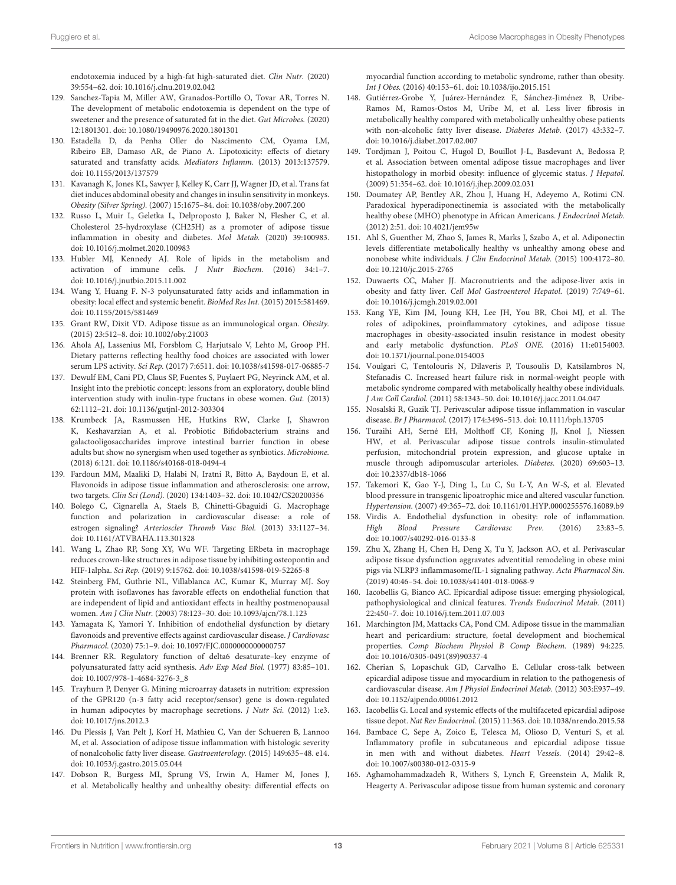endotoxemia induced by a high-fat high-saturated diet. *Clin Nutr.* (2020) 39:554–62. doi: 10.1016/j.clnu.2019.02.042

129. Sanchez-Tapia M, Miller AW, Granados-Portillo O, Tovar AR, Torres N. The development of metabolic endotoxemia is dependent on the type of sweetener and the presence of saturated fat in the diet. *Gut Microbes.* (2020) 12:1801301. doi: 10.1080/19490976.2020.1801301
130. Estadella D, da Penha Oller do Nascimento CM, Oyama LM, Ribeiro EB, Damaso AR, de Piano A. Lipotoxicity: effects of dietary saturated and transfatty acids. *Mediators Inflamm.* (2013) 2013:137579. doi: 10.1155/2013/137579
131. Kavanagh K, Jones KL, Sawyer J, Kelley K, Carr JJ, Wagner JD, et al. Trans fat diet induces abdominal obesity and changes in insulin sensitivity in monkeys. *Obesity (Silver Spring).* (2007) 15:1675–84. doi: 10.1038/oby.2007.200
132. Russo L, Muir L, Geletka L, Delproposto J, Baker N, Flesher C, et al. Cholesterol 25-hydroxylase (CH25H) as a promoter of adipose tissue inflammation in obesity and diabetes. *Mol Metab.* (2020) 39:100983. doi: 10.1016/j.molmet.2020.100983
133. Hubler MJ, Kennedy AJ. Role of lipids in the metabolism and activation of immune cells. *J Nutr Biochem.* (2016) 34:1–7. doi: 10.1016/j.jnutbio.2015.11.002
134. Wang Y, Huang F. N-3 polyunsaturated fatty acids and inflammation in obesity: local effect and systemic benefit. *BioMed Res Int.* (2015) 2015:581469. doi: 10.1155/2015/581469
135. Grant RW, Dixit VD. Adipose tissue as an immunological organ. *Obesity.* (2015) 23:512–8. doi: 10.1002/oby.21003
136. Ahola AJ, Lassenius MI, Forsblom C, Harjutsalo V, Lehto M, Groop PH. Dietary patterns reflecting healthy food choices are associated with lower serum LPS activity. *Sci Rep.* (2017) 7:6511. doi: 10.1038/s41598-017-06885-7
137. Dewulf EM, Cani PD, Claus SP, Fuentes S, Puylaert PG, Neyrinck AM, et al. Insight into the prebiotic concept: lessons from an exploratory, double blind intervention study with inulin-type fructans in obese women. *Gut.* (2013) 62:1112–21. doi: 10.1136/gutjnl-2012-303304
138. Krumbeck JA, Rasmussen HE, Hutkins RW, Clarke J, Shawron K, Keshavarzian A, et al. Probiotic Bifidobacterium strains and galactooligosaccharides improve intestinal barrier function in obese adults but show no synergism when used together as synbiotics. *Microbiome.* (2018) 6:121. doi: 10.1186/s40168-018-0494-4
139. Fardoun MM, Maaliki D, Halabi N, Iratni R, Bitto A, Baydoun E, et al. Flavonoids in adipose tissue inflammation and atherosclerosis: one arrow, two targets. *Clin Sci (Lond).* (2020) 134:1403–32. doi: 10.1042/CS20200356
140. Bolego C, Cignarella A, Staels B, Chinetti-Gbaguidi G. Macrophage function and polarization in cardiovascular disease: a role of estrogen signaling? *Arterioscler Thromb Vasc Biol.* (2013) 33:1127–34. doi: 10.1161/ATVBAHA.113.301328
141. Wang L, Zhao RP, Song XY, Wu WF. Targeting ERbeta in macrophage reduces crown-like structures in adipose tissue by inhibiting osteopontin and HIF-1alpha. *Sci Rep.* (2019) 9:15762. doi: 10.1038/s41598-019-52265-8
142. Steinberg FM, Guthrie NL, Villablanca AC, Kumar K, Murray MJ. Soy protein with isoflavones has favorable effects on endothelial function that are independent of lipid and antioxidant effects in healthy postmenopausal women. *Am J Clin Nutr.* (2003) 78:123–30. doi: 10.1093/ajcn/78.1.123
143. Yamagata K, Yamori Y. Inhibition of endothelial dysfunction by dietary flavonoids and preventive effects against cardiovascular disease. *J Cardiovasc Pharmacol.* (2020) 75:1–9. doi: 10.1097/FJC.0000000000000757
144. Brenner RR. Regulatory function of delta6 desaturate–key enzyme of polyunsaturated fatty acid synthesis. *Adv Exp Med Biol.* (1977) 83:85–101. doi: 10.1007/978-1-4684-3276-3_8
145. Trayhurn P, Denyer G. Mining microarray datasets in nutrition: expression of the GPR120 (n-3 fatty acid receptor/sensor) gene is down-regulated in human adipocytes by macrophage secretions. *J Nutr Sci.* (2012) 1:e3. doi: 10.1017/jns.2012.3
146. Du Plessis J, Van Pelt J, Korf H, Mathieu C, Van der Schueren B, Lannoo M, et al. Association of adipose tissue inflammation with histologic severity of nonalcoholic fatty liver disease. *Gastroenterology.* (2015) 149:635–48. e14. doi: 10.1053/j.gastro.2015.05.044
147. Dobson R, Burgess MI, Sprung VS, Irwin A, Hamer M, Jones J, et al. Metabolically healthy and unhealthy obesity: differential effects on myocardial function according to metabolic syndrome, rather than obesity. *Int J Obes.* (2016) 40:153–61. doi: 10.1038/ijo.2015.151
148. Gutiérrez-Grobe Y, Juárez-Hernández E, Sánchez-Jiménez B, Uribe-Ramos M, Ramos-Ostos M, Uribe M, et al. Less liver fibrosis in metabolically healthy compared with metabolically unhealthy obese patients with non-alcoholic fatty liver disease. *Diabetes Metab.* (2017) 43:332–7. doi: 10.1016/j.diabet.2017.02.007
149. Tordjman J, Poitou C, Hugol D, Bouillot J-L, Basdevant A, Bedossa P, et al. Association between omental adipose tissue macrophages and liver histopathology in morbid obesity: influence of glycemic status. *J Hepatol.* (2009) 51:354–62. doi: 10.1016/j.jhep.2009.02.031
150. Doumatey AP, Bentley AR, Zhou J, Huang H, Adeyemo A, Rotimi CN. Paradoxical hyperadiponectinemia is associated with the metabolically healthy obese (MHO) phenotype in African Americans. *J Endocrinol Metab.* (2012) 2:51. doi: 10.4021/jem95w
151. Ahl S, Guenther M, Zhao S, James R, Marks J, Szabo A, et al. Adiponectin levels differentiate metabolically healthy vs unhealthy among obese and nonobese white individuals. *J Clin Endocrinol Metab.* (2015) 100:4172–80. doi: 10.1210/jc.2015-2765
152. Duwaerts CC, Maher JJ. Macronutrients and the adipose-liver axis in obesity and fatty liver. *Cell Mol Gastroenterol Hepatol.* (2019) 7:749–61. doi: 10.1016/j.jcmgh.2019.02.001
153. Kang YE, Kim JM, Joung KH, Lee JH, You BR, Choi MJ, et al. The roles of adipokines, proinflammatory cytokines, and adipose tissue macrophages in obesity-associated insulin resistance in modest obesity and early metabolic dysfunction. *PLoS ONE.* (2016) 11:e0154003. doi: 10.1371/journal.pone.0154003
154. Voulgari C, Tentolouris N, Dilaveris P, Tousoulis D, Katsilambros N, Stefanadis C. Increased heart failure risk in normal-weight people with metabolic syndrome compared with metabolically healthy obese individuals. *J Am Coll Cardiol.* (2011) 58:1343–50. doi: 10.1016/j.jacc.2011.04.047
155. Nosalski R, Guzik TJ. Perivascular adipose tissue inflammation in vascular disease. *Br J Pharmacol.* (2017) 174:3496–513. doi: 10.1111/bph.13705
156. Turaihi AH, Serné EH, Molthoff CF, Koning JJ, Knol J, Niessen HW, et al. Perivascular adipose tissue controls insulin-stimulated perfusion, mitochondrial protein expression, and glucose uptake in muscle through adipomuscular arterioles. *Diabetes.* (2020) 69:603–13. doi: 10.2337/db18-1066
157. Takemori K, Gao Y-J, Ding L, Lu C, Su L-Y, An W-S, et al. Elevated blood pressure in transgenic lipoatrophic mice and altered vascular function. *Hypertension.* (2007) 49:365–72. doi: 10.1161/01.HYP.0000255576.16089.b9
158. Virdis A. Endothelial dysfunction in obesity: role of inflammation. *High Blood Pressure Cardiovasc Prev.* (2016) 23:83–5. doi: 10.1007/s40292-016-0133-8
159. Zhu X, Zhang H, Chen H, Deng X, Tu Y, Jackson AO, et al. Perivascular adipose tissue dysfunction aggravates adventitial remodeling in obese mini pigs via NLRP3 inflammasome/IL-1 signaling pathway. *Acta Pharmacol Sin.* (2019) 40:46–54. doi: 10.1038/s41401-018-0068-9
160. Iacobellis G, Bianco AC. Epicardial adipose tissue: emerging physiological, pathophysiological and clinical features. *Trends Endocrinol Metab.* (2011) 22:450–7. doi: 10.1016/j.tem.2011.07.003
161. Marchington JM, Mattacks CA, Pond CM. Adipose tissue in the mammalian heart and pericardium: structure, foetal development and biochemical properties. *Comp Biochem Physiol B Comp Biochem.* (1989) 94:225. doi: 10.1016/0305-0491(89)90337-4
162. Cherian S, Lopaschuk GD, Carvalho E. Cellular cross-talk between epicardial adipose tissue and myocardium in relation to the pathogenesis of cardiovascular disease. *Am J Physiol Endocrinol Metab.* (2012) 303:E937–49. doi: 10.1152/ajpendo.00061.2012
163. Iacobellis G. Local and systemic effects of the multifaceted epicardial adipose tissue depot. *Nat Rev Endocrinol.* (2015) 11:363. doi: 10.1038/nrendo.2015.58
164. Bambace C, Sepe A, Zoico E, Telesca M, Olioso D, Venturi S, et al. Inflammatory profile in subcutaneous and epicardial adipose tissue in men with and without diabetes. *Heart Vessels.* (2014) 29:42–8. doi: 10.1007/s00380-012-0315-9
165. Aghamohammadzadeh R, Withers S, Lynch F, Greenstein A, Malik R, Heagerty A. Perivascular adipose tissue from human systemic and coronary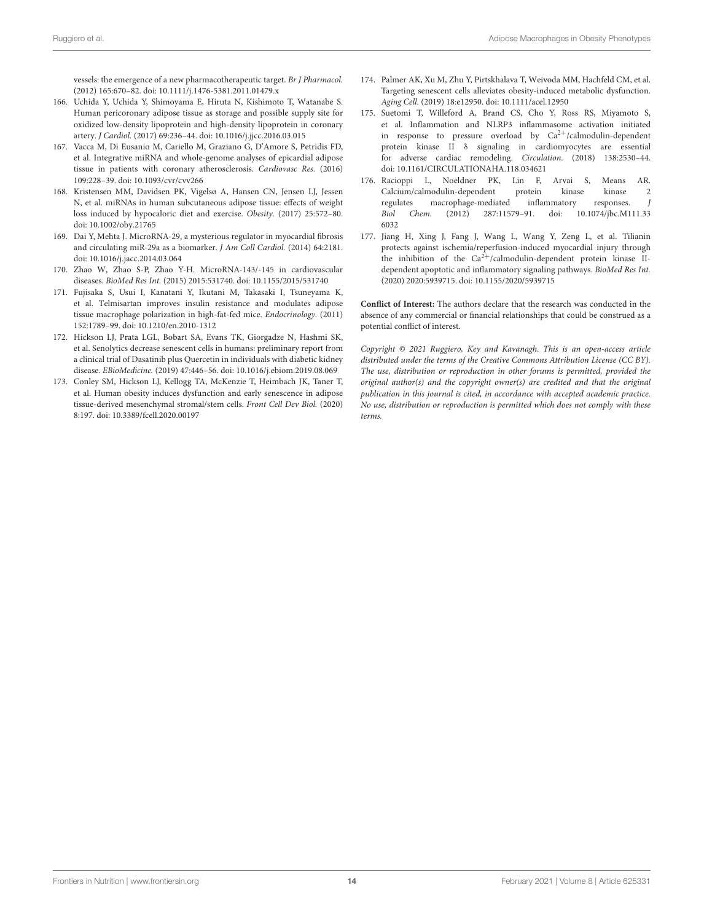vessels: the emergence of a new pharmacotherapeutic target. *Br J Pharmacol.* (2012) 165:670–82. doi: 10.1111/j.1476-5381.2011.01479.x

166. Uchida Y, Uchida Y, Shimoyama E, Hiruta N, Kishimoto T, Watanabe S. Human pericoronary adipose tissue as storage and possible supply site for oxidized low-density lipoprotein and high-density lipoprotein in coronary artery. *J Cardiol.* (2017) 69:236–44. doi: 10.1016/j.jjcc.2016.03.015
167. Vacca M, Di Eusanio M, Cariello M, Graziano G, D'Amore S, Petridis FD, et al. Integrative miRNA and whole-genome analyses of epicardial adipose tissue in patients with coronary atherosclerosis. *Cardiovasc Res.* (2016) 109:228–39. doi: 10.1093/cvr/cvv266
168. Kristensen MM, Davidsen PK, Vigelsø A, Hansen CN, Jensen LJ, Jessen N, et al. miRNAs in human subcutaneous adipose tissue: effects of weight loss induced by hypocaloric diet and exercise. *Obesity.* (2017) 25:572–80. doi: 10.1002/oby.21765
169. Dai Y, Mehta J. MicroRNA-29, a mysterious regulator in myocardial fibrosis and circulating miR-29a as a biomarker. *J Am Coll Cardiol.* (2014) 64:2181. doi: 10.1016/j.jacc.2014.03.064
170. Zhao W, Zhao S-P, Zhao Y-H. MicroRNA-143/-145 in cardiovascular diseases. *BioMed Res Int.* (2015) 2015:531740. doi: 10.1155/2015/531740
171. Fujisaka S, Usui I, Kanatani Y, Ikutani M, Takasaki I, Tsuneyama K, et al. Telmisartan improves insulin resistance and modulates adipose tissue macrophage polarization in high-fat-fed mice. *Endocrinology.* (2011) 152:1789–99. doi: 10.1210/en.2010-1312
172. Hickson LJ, Prata LGL, Bobart SA, Evans TK, Giorgadze N, Hashmi SK, et al. Senolytics decrease senescent cells in humans: preliminary report from a clinical trial of Dasatinib plus Quercetin in individuals with diabetic kidney disease. *EBioMedicine.* (2019) 47:446–56. doi: 10.1016/j.ebiom.2019.08.069
173. Conley SM, Hickson LJ, Kellogg TA, McKenzie T, Heimbach JK, Taner T, et al. Human obesity induces dysfunction and early senescence in adipose tissue-derived mesenchymal stromal/stem cells. *Front Cell Dev Biol.* (2020) 8:197. doi: 10.3389/fcell.2020.00197
174. Palmer AK, Xu M, Zhu Y, Pirtskhalava T, Weivoda MM, Hachfeld CM, et al. Targeting senescent cells alleviates obesity-induced metabolic dysfunction. *Aging Cell.* (2019) 18:e12950. doi: 10.1111/acel.12950
175. Suetomi T, Willeford A, Brand CS, Cho Y, Ross RS, Miyamoto S, et al. Inflammation and NLRP3 inflammasome activation initiated in response to pressure overload by $Ca^{2+}$/calmodulin-dependent protein kinase II δ signaling in cardiomyocytes are essential for adverse cardiac remodeling. *Circulation.* (2018) 138:2530–44. doi: 10.1161/CIRCULATIONAHA.118.034621
176. Racioppi L, Noeldner PK, Lin F, Arvai S, Means AR. Calcium/calmodulin-dependent protein kinase kinase 2 regulates macrophage-mediated inflammatory responses. *J Biol Chem.* (2012) 287:11579–91. doi: 10.1074/jbc.M111.336032
177. Jiang H, Xing J, Fang J, Wang L, Wang Y, Zeng L, et al. Tilianin protects against ischemia/reperfusion-induced myocardial injury through the inhibition of the $Ca^{2+}$/calmodulin-dependent protein kinase II-dependent apoptotic and inflammatory signaling pathways. *BioMed Res Int.* (2020) 2020:5939715. doi: 10.1155/2020/5939715

**Conflict of Interest:** The authors declare that the research was conducted in the absence of any commercial or financial relationships that could be construed as a potential conflict of interest.

*Copyright © 2021 Ruggiero, Key and Kavanagh. This is an open-access article distributed under the terms of the Creative Commons Attribution License (CC BY). The use, distribution or reproduction in other forums is permitted, provided the original author(s) and the copyright owner(s) are credited and that the original publication in this journal is cited, in accordance with accepted academic practice. No use, distribution or reproduction is permitted which does not comply with these terms.*